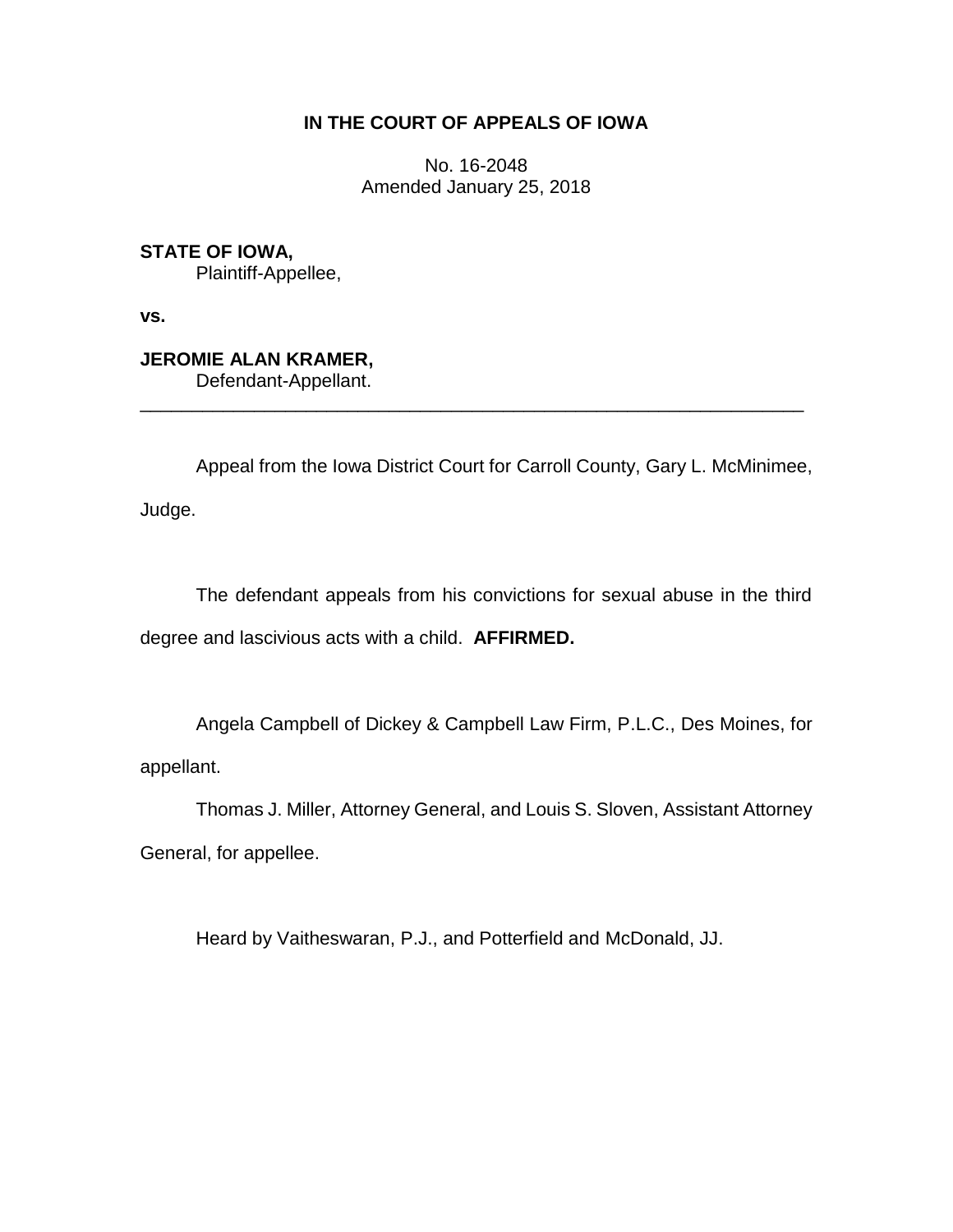**IN THE COURT OF APPEALS OF IOWA**

No. 16-2048
Amended January 25, 2018

**STATE OF IOWA,**
Plaintiff-Appellee,

**vs.**

**JEROMIE ALAN KRAMER,**
Defendant-Appellant.

---

Appeal from the Iowa District Court for Carroll County, Gary L. McMinimee, Judge.

The defendant appeals from his convictions for sexual abuse in the third degree and lascivious acts with a child. **AFFIRMED.**

Angela Campbell of Dickey & Campbell Law Firm, P.L.C., Des Moines, for appellant.

Thomas J. Miller, Attorney General, and Louis S. Sloven, Assistant Attorney General, for appellee.

Heard by Vaitheswaran, P.J., and Potterfield and McDonald, JJ.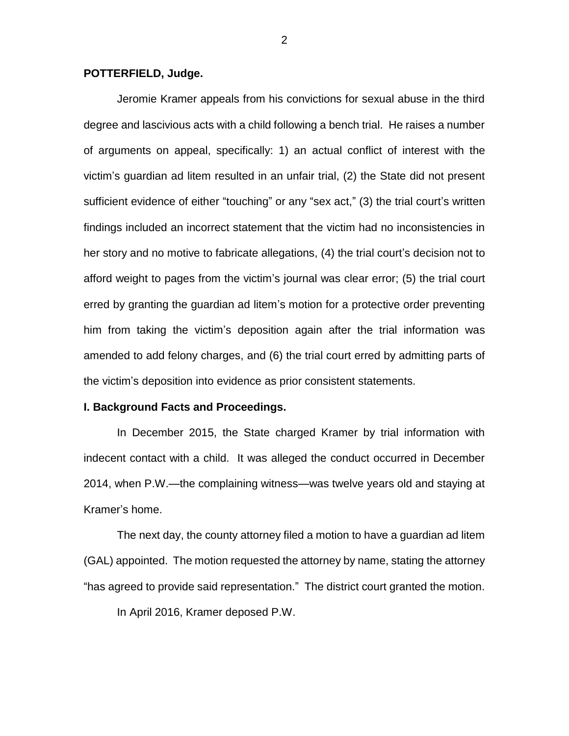**POTTERFIELD, Judge.**

Jeromie Kramer appeals from his convictions for sexual abuse in the third degree and lascivious acts with a child following a bench trial. He raises a number of arguments on appeal, specifically: 1) an actual conflict of interest with the victim's guardian ad litem resulted in an unfair trial, (2) the State did not present sufficient evidence of either "touching" or any "sex act," (3) the trial court's written findings included an incorrect statement that the victim had no inconsistencies in her story and no motive to fabricate allegations, (4) the trial court's decision not to afford weight to pages from the victim's journal was clear error; (5) the trial court erred by granting the guardian ad litem's motion for a protective order preventing him from taking the victim's deposition again after the trial information was amended to add felony charges, and (6) the trial court erred by admitting parts of the victim's deposition into evidence as prior consistent statements.

**I. Background Facts and Proceedings.**

In December 2015, the State charged Kramer by trial information with indecent contact with a child. It was alleged the conduct occurred in December 2014, when P.W.—the complaining witness—was twelve years old and staying at Kramer's home.

The next day, the county attorney filed a motion to have a guardian ad litem (GAL) appointed. The motion requested the attorney by name, stating the attorney "has agreed to provide said representation." The district court granted the motion.

In April 2016, Kramer deposed P.W.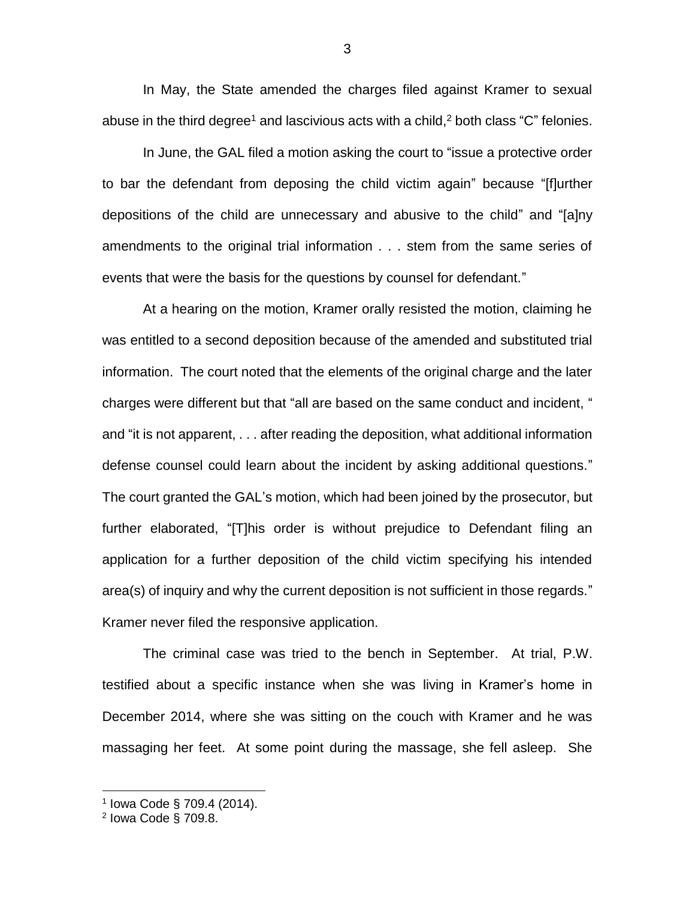In May, the State amended the charges filed against Kramer to sexual abuse in the third degree[1] and lascivious acts with a child,[2] both class "C" felonies.

In June, the GAL filed a motion asking the court to "issue a protective order to bar the defendant from deposing the child victim again" because "[f]urther depositions of the child are unnecessary and abusive to the child" and "[a]ny amendments to the original trial information . . . stem from the same series of events that were the basis for the questions by counsel for defendant."

At a hearing on the motion, Kramer orally resisted the motion, claiming he was entitled to a second deposition because of the amended and substituted trial information. The court noted that the elements of the original charge and the later charges were different but that "all are based on the same conduct and incident, " and "it is not apparent, . . . after reading the deposition, what additional information defense counsel could learn about the incident by asking additional questions." The court granted the GAL's motion, which had been joined by the prosecutor, but further elaborated, "[T]his order is without prejudice to Defendant filing an application for a further deposition of the child victim specifying his intended area(s) of inquiry and why the current deposition is not sufficient in those regards." Kramer never filed the responsive application.

The criminal case was tried to the bench in September. At trial, P.W. testified about a specific instance when she was living in Kramer's home in December 2014, where she was sitting on the couch with Kramer and he was massaging her feet. At some point during the massage, she fell asleep. She

---

[1] Iowa Code § 709.4 (2014).

[2] Iowa Code § 709.8.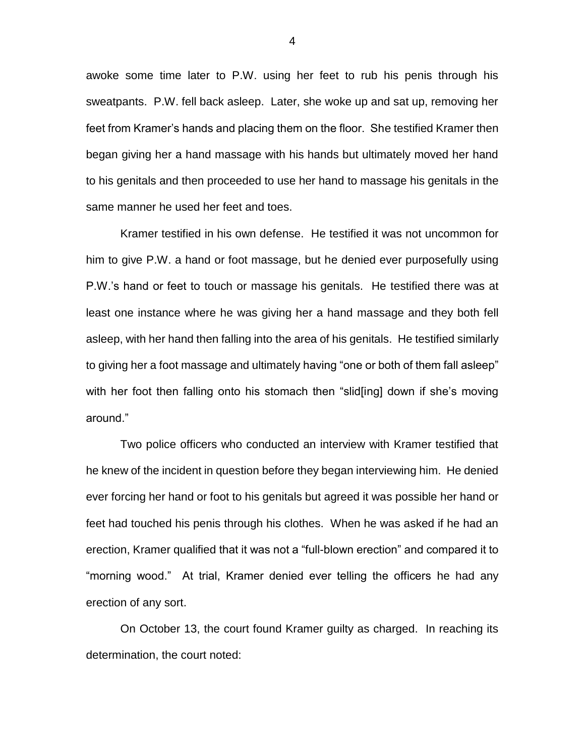awoke some time later to P.W. using her feet to rub his penis through his sweatpants. P.W. fell back asleep. Later, she woke up and sat up, removing her feet from Kramer's hands and placing them on the floor. She testified Kramer then began giving her a hand massage with his hands but ultimately moved her hand to his genitals and then proceeded to use her hand to massage his genitals in the same manner he used her feet and toes.

Kramer testified in his own defense. He testified it was not uncommon for him to give P.W. a hand or foot massage, but he denied ever purposefully using P.W.'s hand or feet to touch or massage his genitals. He testified there was at least one instance where he was giving her a hand massage and they both fell asleep, with her hand then falling into the area of his genitals. He testified similarly to giving her a foot massage and ultimately having "one or both of them fall asleep" with her foot then falling onto his stomach then "slid[ing] down if she's moving around."

Two police officers who conducted an interview with Kramer testified that he knew of the incident in question before they began interviewing him. He denied ever forcing her hand or foot to his genitals but agreed it was possible her hand or feet had touched his penis through his clothes. When he was asked if he had an erection, Kramer qualified that it was not a "full-blown erection" and compared it to "morning wood." At trial, Kramer denied ever telling the officers he had any erection of any sort.

On October 13, the court found Kramer guilty as charged. In reaching its determination, the court noted: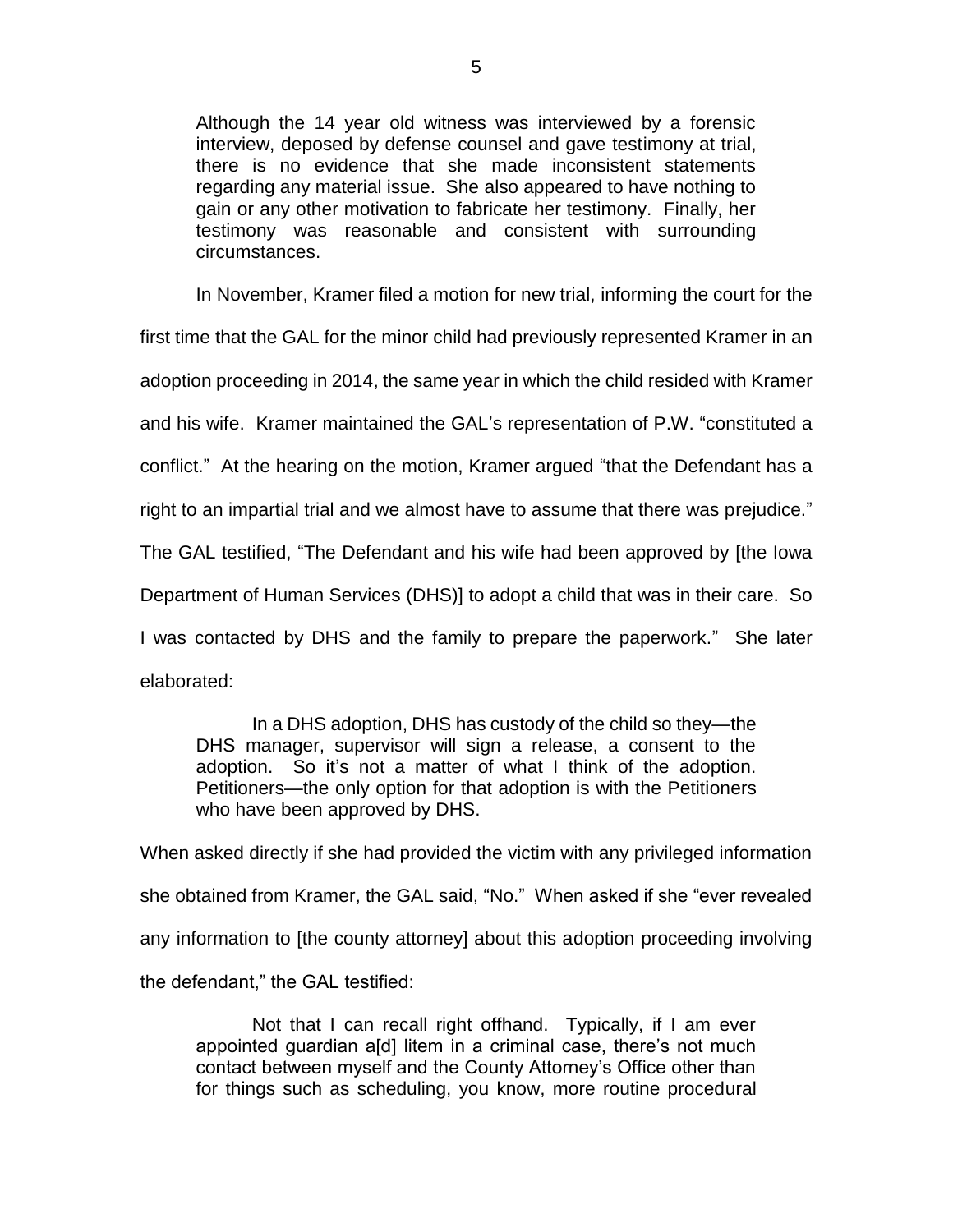> Although the 14 year old witness was interviewed by a forensic interview, deposed by defense counsel and gave testimony at trial, there is no evidence that she made inconsistent statements regarding any material issue. She also appeared to have nothing to gain or any other motivation to fabricate her testimony. Finally, her testimony was reasonable and consistent with surrounding circumstances.

In November, Kramer filed a motion for new trial, informing the court for the first time that the GAL for the minor child had previously represented Kramer in an adoption proceeding in 2014, the same year in which the child resided with Kramer and his wife. Kramer maintained the GAL's representation of P.W. "constituted a conflict." At the hearing on the motion, Kramer argued "that the Defendant has a right to an impartial trial and we almost have to assume that there was prejudice." The GAL testified, "The Defendant and his wife had been approved by [the Iowa Department of Human Services (DHS)] to adopt a child that was in their care. So I was contacted by DHS and the family to prepare the paperwork." She later elaborated:

> In a DHS adoption, DHS has custody of the child so they—the DHS manager, supervisor will sign a release, a consent to the adoption. So it's not a matter of what I think of the adoption. Petitioners—the only option for that adoption is with the Petitioners who have been approved by DHS.

When asked directly if she had provided the victim with any privileged information she obtained from Kramer, the GAL said, "No." When asked if she "ever revealed any information to [the county attorney] about this adoption proceeding involving the defendant," the GAL testified:

> Not that I can recall right offhand. Typically, if I am ever appointed guardian a[d] litem in a criminal case, there's not much contact between myself and the County Attorney's Office other than for things such as scheduling, you know, more routine procedural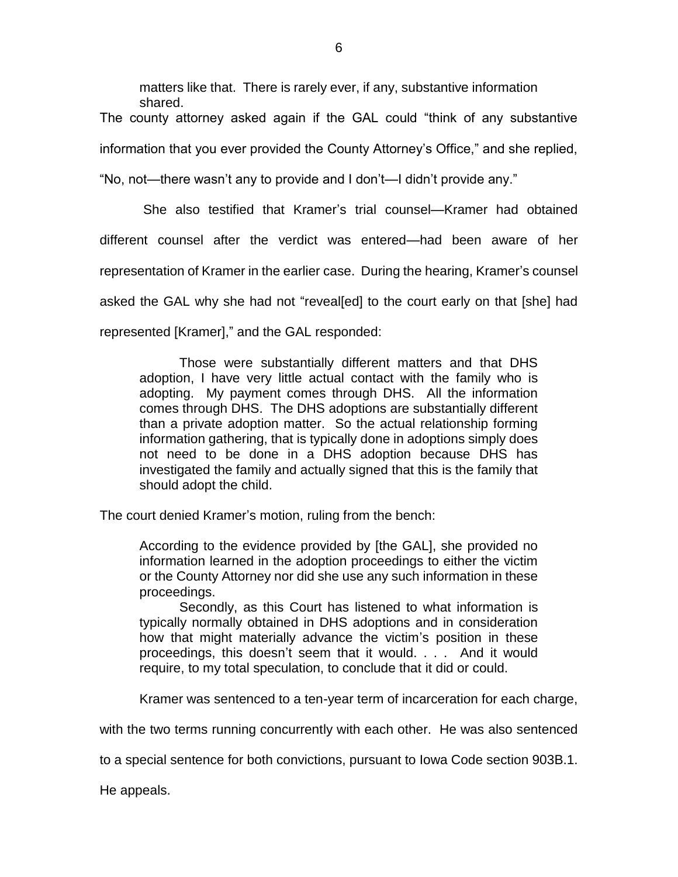> matters like that. There is rarely ever, if any, substantive information shared.

The county attorney asked again if the GAL could "think of any substantive information that you ever provided the County Attorney's Office," and she replied, "No, not—there wasn't any to provide and I don't—I didn't provide any."

She also testified that Kramer's trial counsel—Kramer had obtained different counsel after the verdict was entered—had been aware of her representation of Kramer in the earlier case. During the hearing, Kramer's counsel asked the GAL why she had not "reveal[ed] to the court early on that [she] had represented [Kramer]," and the GAL responded:

> Those were substantially different matters and that DHS adoption, I have very little actual contact with the family who is adopting. My payment comes through DHS. All the information comes through DHS. The DHS adoptions are substantially different than a private adoption matter. So the actual relationship forming information gathering, that is typically done in adoptions simply does not need to be done in a DHS adoption because DHS has investigated the family and actually signed that this is the family that should adopt the child.

The court denied Kramer's motion, ruling from the bench:

> According to the evidence provided by [the GAL], she provided no information learned in the adoption proceedings to either the victim or the County Attorney nor did she use any such information in these proceedings.
>
> Secondly, as this Court has listened to what information is typically normally obtained in DHS adoptions and in consideration how that might materially advance the victim's position in these proceedings, this doesn't seem that it would. . . . And it would require, to my total speculation, to conclude that it did or could.

Kramer was sentenced to a ten-year term of incarceration for each charge, with the two terms running concurrently with each other. He was also sentenced to a special sentence for both convictions, pursuant to Iowa Code section 903B.1. He appeals.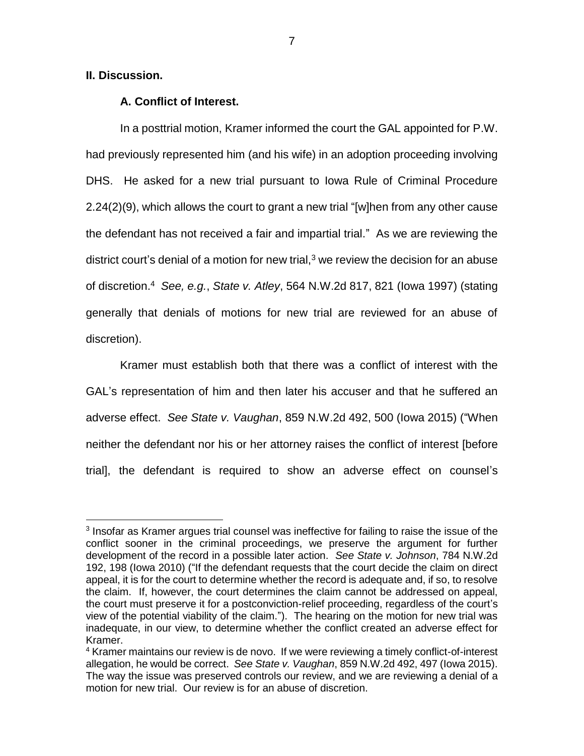**II. Discussion.**

**A. Conflict of Interest.**

In a posttrial motion, Kramer informed the court the GAL appointed for P.W. had previously represented him (and his wife) in an adoption proceeding involving DHS. He asked for a new trial pursuant to Iowa Rule of Criminal Procedure 2.24(2)(9), which allows the court to grant a new trial "[w]hen from any other cause the defendant has not received a fair and impartial trial." As we are reviewing the district court's denial of a motion for new trial,[3] we review the decision for an abuse of discretion.[4] *See, e.g.*, *State v. Atley*, 564 N.W.2d 817, 821 (Iowa 1997) (stating generally that denials of motions for new trial are reviewed for an abuse of discretion).

Kramer must establish both that there was a conflict of interest with the GAL's representation of him and then later his accuser and that he suffered an adverse effect. *See State v. Vaughan*, 859 N.W.2d 492, 500 (Iowa 2015) ("When neither the defendant nor his or her attorney raises the conflict of interest [before trial], the defendant is required to show an adverse effect on counsel's

---

[3] Insofar as Kramer argues trial counsel was ineffective for failing to raise the issue of the conflict sooner in the criminal proceedings, we preserve the argument for further development of the record in a possible later action. *See State v. Johnson*, 784 N.W.2d 192, 198 (Iowa 2010) ("If the defendant requests that the court decide the claim on direct appeal, it is for the court to determine whether the record is adequate and, if so, to resolve the claim. If, however, the court determines the claim cannot be addressed on appeal, the court must preserve it for a postconviction-relief proceeding, regardless of the court's view of the potential viability of the claim."). The hearing on the motion for new trial was inadequate, in our view, to determine whether the conflict created an adverse effect for Kramer.

[4] Kramer maintains our review is de novo. If we were reviewing a timely conflict-of-interest allegation, he would be correct. *See State v. Vaughan*, 859 N.W.2d 492, 497 (Iowa 2015). The way the issue was preserved controls our review, and we are reviewing a denial of a motion for new trial. Our review is for an abuse of discretion.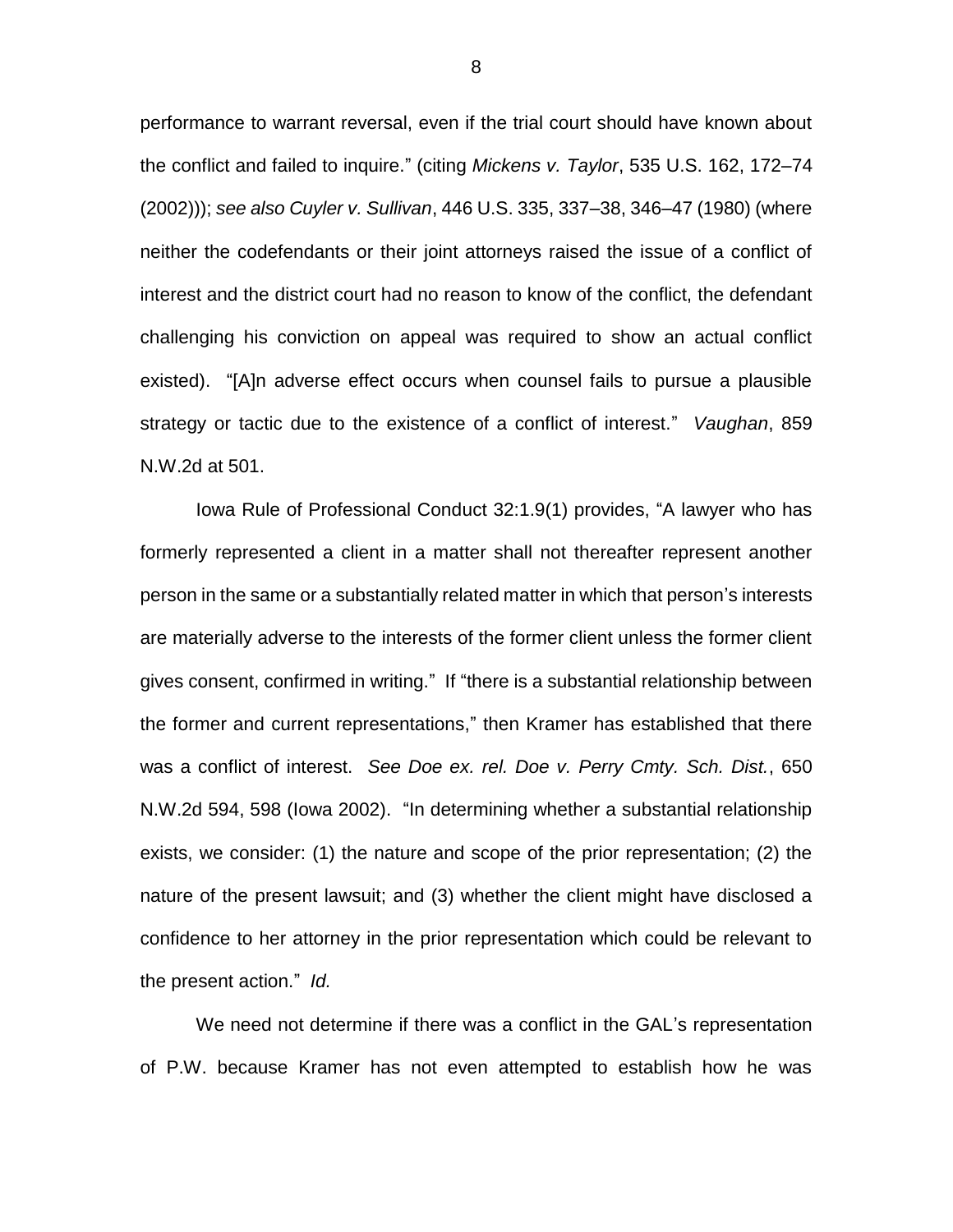performance to warrant reversal, even if the trial court should have known about the conflict and failed to inquire." (citing *Mickens v. Taylor*, 535 U.S. 162, 172–74 (2002))); *see also Cuyler v. Sullivan*, 446 U.S. 335, 337–38, 346–47 (1980) (where neither the codefendants or their joint attorneys raised the issue of a conflict of interest and the district court had no reason to know of the conflict, the defendant challenging his conviction on appeal was required to show an actual conflict existed). "[A]n adverse effect occurs when counsel fails to pursue a plausible strategy or tactic due to the existence of a conflict of interest." *Vaughan*, 859 N.W.2d at 501.

Iowa Rule of Professional Conduct 32:1.9(1) provides, "A lawyer who has formerly represented a client in a matter shall not thereafter represent another person in the same or a substantially related matter in which that person's interests are materially adverse to the interests of the former client unless the former client gives consent, confirmed in writing." If "there is a substantial relationship between the former and current representations," then Kramer has established that there was a conflict of interest. *See Doe ex. rel. Doe v. Perry Cmty. Sch. Dist.*, 650 N.W.2d 594, 598 (Iowa 2002). "In determining whether a substantial relationship exists, we consider: (1) the nature and scope of the prior representation; (2) the nature of the present lawsuit; and (3) whether the client might have disclosed a confidence to her attorney in the prior representation which could be relevant to the present action." *Id.*

We need not determine if there was a conflict in the GAL's representation of P.W. because Kramer has not even attempted to establish how he was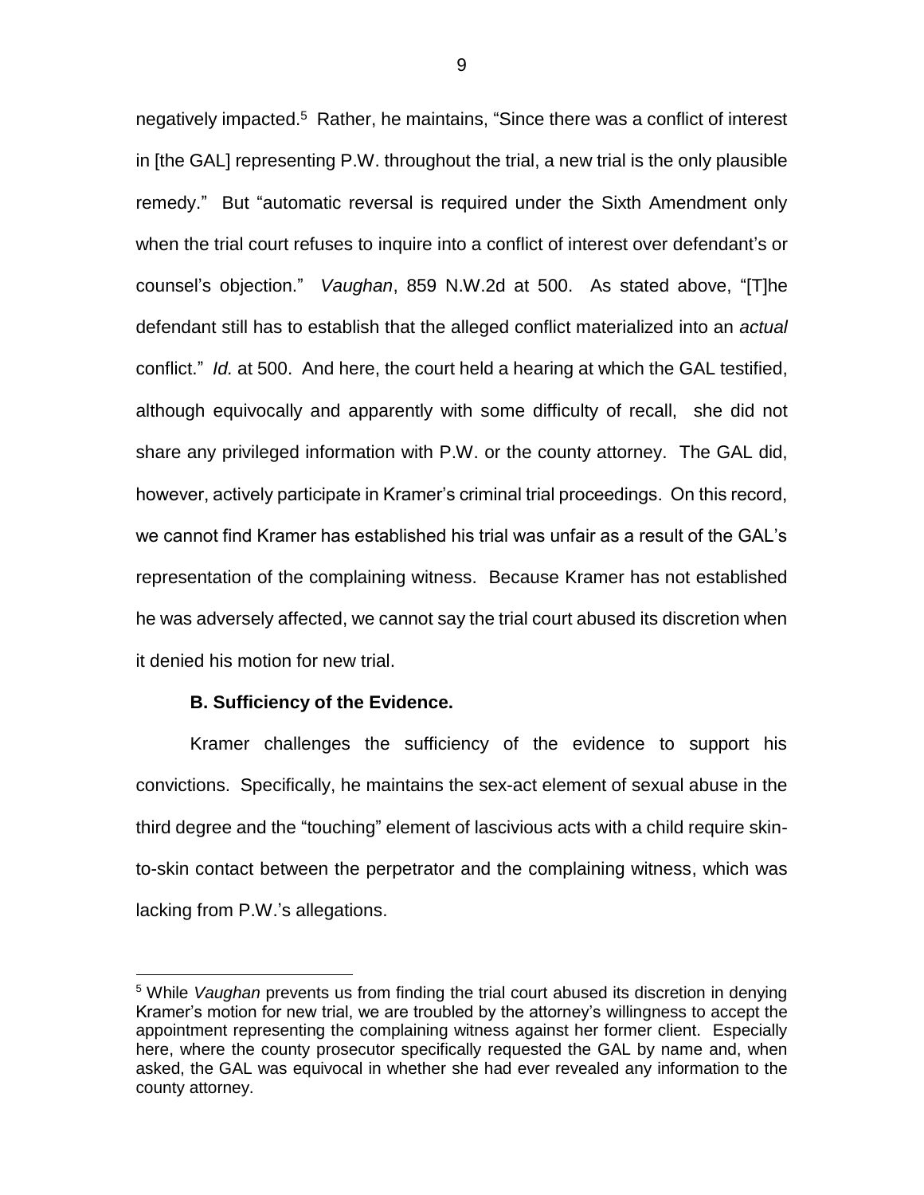negatively impacted.[5] Rather, he maintains, "Since there was a conflict of interest in [the GAL] representing P.W. throughout the trial, a new trial is the only plausible remedy." But "automatic reversal is required under the Sixth Amendment only when the trial court refuses to inquire into a conflict of interest over defendant's or counsel's objection." *Vaughan*, 859 N.W.2d at 500. As stated above, "[T]he defendant still has to establish that the alleged conflict materialized into an *actual* conflict." *Id.* at 500. And here, the court held a hearing at which the GAL testified, although equivocally and apparently with some difficulty of recall, she did not share any privileged information with P.W. or the county attorney. The GAL did, however, actively participate in Kramer's criminal trial proceedings. On this record, we cannot find Kramer has established his trial was unfair as a result of the GAL's representation of the complaining witness. Because Kramer has not established he was adversely affected, we cannot say the trial court abused its discretion when it denied his motion for new trial.

### B. Sufficiency of the Evidence.

Kramer challenges the sufficiency of the evidence to support his convictions. Specifically, he maintains the sex-act element of sexual abuse in the third degree and the "touching" element of lascivious acts with a child require skin-to-skin contact between the perpetrator and the complaining witness, which was lacking from P.W.'s allegations.

---

[5] While *Vaughan* prevents us from finding the trial court abused its discretion in denying Kramer's motion for new trial, we are troubled by the attorney's willingness to accept the appointment representing the complaining witness against her former client. Especially here, where the county prosecutor specifically requested the GAL by name and, when asked, the GAL was equivocal in whether she had ever revealed any information to the county attorney.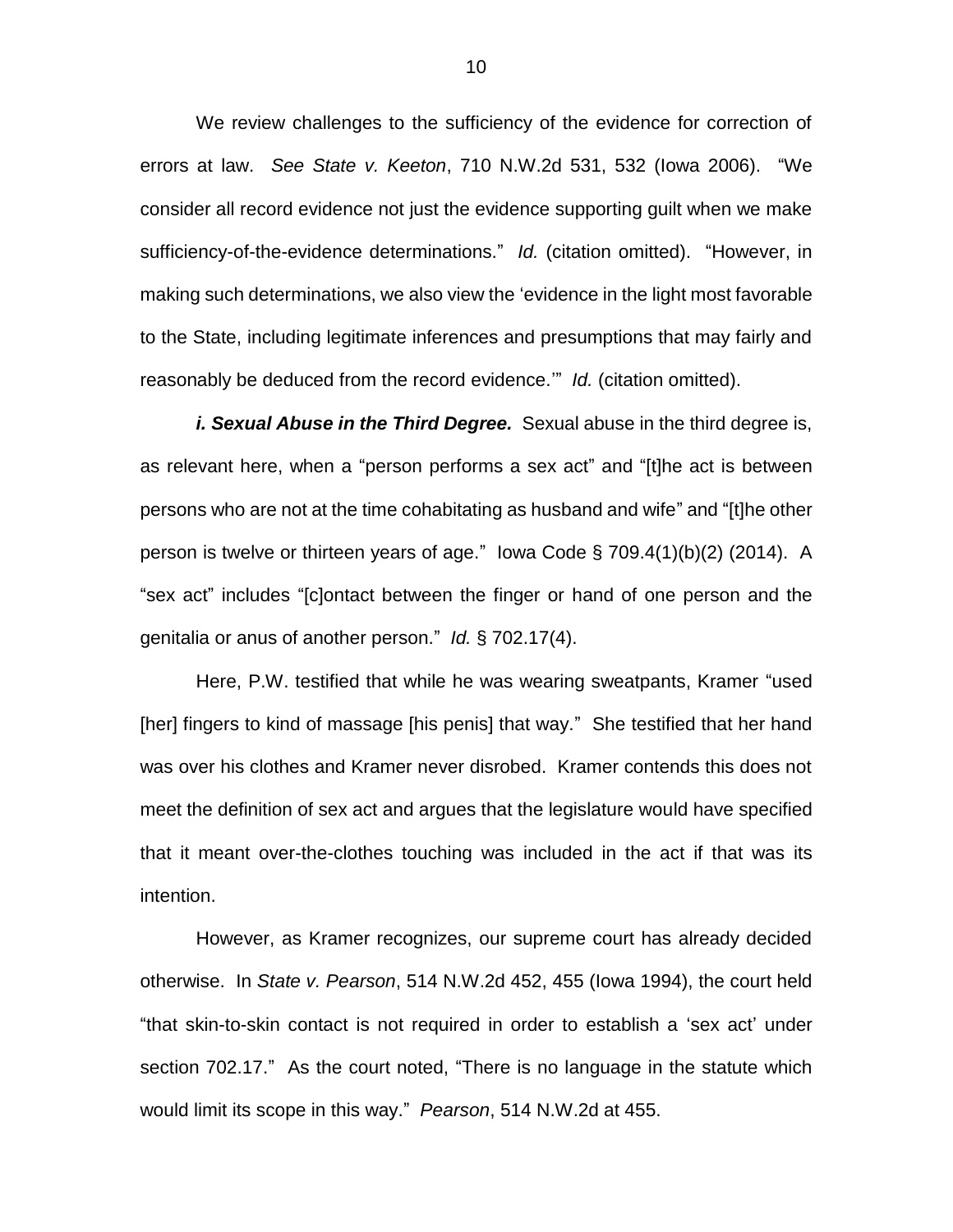We review challenges to the sufficiency of the evidence for correction of errors at law. *See State v. Keeton*, 710 N.W.2d 531, 532 (Iowa 2006). "We consider all record evidence not just the evidence supporting guilt when we make sufficiency-of-the-evidence determinations." *Id.* (citation omitted). "However, in making such determinations, we also view the 'evidence in the light most favorable to the State, including legitimate inferences and presumptions that may fairly and reasonably be deduced from the record evidence.'" *Id.* (citation omitted).

***i. Sexual Abuse in the Third Degree.*** Sexual abuse in the third degree is, as relevant here, when a "person performs a sex act" and "[t]he act is between persons who are not at the time cohabitating as husband and wife" and "[t]he other person is twelve or thirteen years of age." Iowa Code § 709.4(1)(b)(2) (2014). A "sex act" includes "[c]ontact between the finger or hand of one person and the genitalia or anus of another person." *Id.* § 702.17(4).

Here, P.W. testified that while he was wearing sweatpants, Kramer "used [her] fingers to kind of massage [his penis] that way." She testified that her hand was over his clothes and Kramer never disrobed. Kramer contends this does not meet the definition of sex act and argues that the legislature would have specified that it meant over-the-clothes touching was included in the act if that was its intention.

However, as Kramer recognizes, our supreme court has already decided otherwise. In *State v. Pearson*, 514 N.W.2d 452, 455 (Iowa 1994), the court held "that skin-to-skin contact is not required in order to establish a 'sex act' under section 702.17." As the court noted, "There is no language in the statute which would limit its scope in this way." *Pearson*, 514 N.W.2d at 455.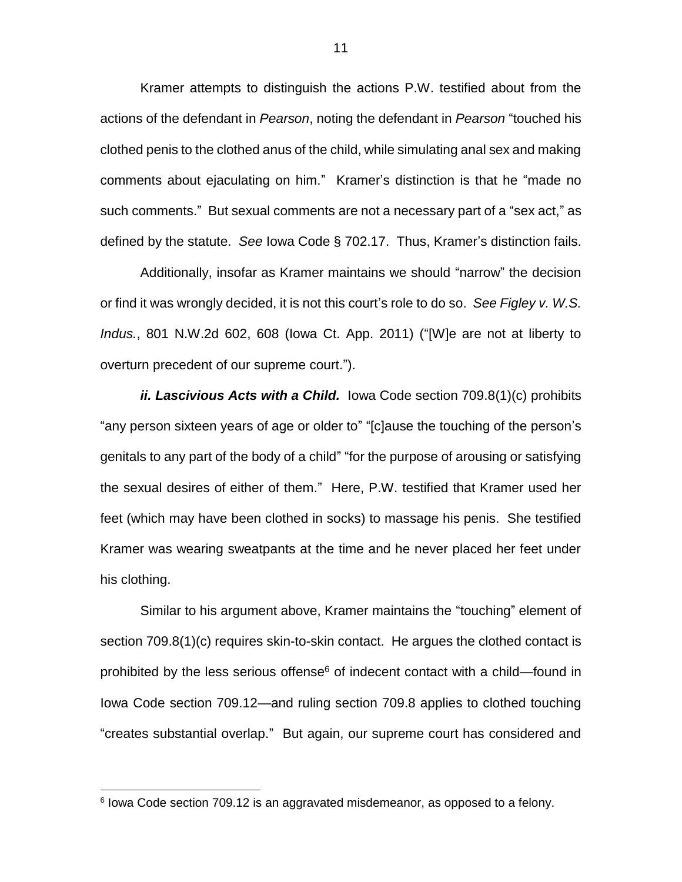Kramer attempts to distinguish the actions P.W. testified about from the actions of the defendant in *Pearson*, noting the defendant in *Pearson* "touched his clothed penis to the clothed anus of the child, while simulating anal sex and making comments about ejaculating on him." Kramer's distinction is that he "made no such comments." But sexual comments are not a necessary part of a "sex act," as defined by the statute. *See* Iowa Code § 702.17. Thus, Kramer's distinction fails.

Additionally, insofar as Kramer maintains we should "narrow" the decision or find it was wrongly decided, it is not this court's role to do so. *See Figley v. W.S. Indus.*, 801 N.W.2d 602, 608 (Iowa Ct. App. 2011) ("[W]e are not at liberty to overturn precedent of our supreme court.").

***ii. Lascivious Acts with a Child.*** Iowa Code section 709.8(1)(c) prohibits "any person sixteen years of age or older to" "[c]ause the touching of the person's genitals to any part of the body of a child" "for the purpose of arousing or satisfying the sexual desires of either of them." Here, P.W. testified that Kramer used her feet (which may have been clothed in socks) to massage his penis. She testified Kramer was wearing sweatpants at the time and he never placed her feet under his clothing.

Similar to his argument above, Kramer maintains the "touching" element of section 709.8(1)(c) requires skin-to-skin contact. He argues the clothed contact is prohibited by the less serious offense[6] of indecent contact with a child—found in Iowa Code section 709.12—and ruling section 709.8 applies to clothed touching "creates substantial overlap." But again, our supreme court has considered and

[6] Iowa Code section 709.12 is an aggravated misdemeanor, as opposed to a felony.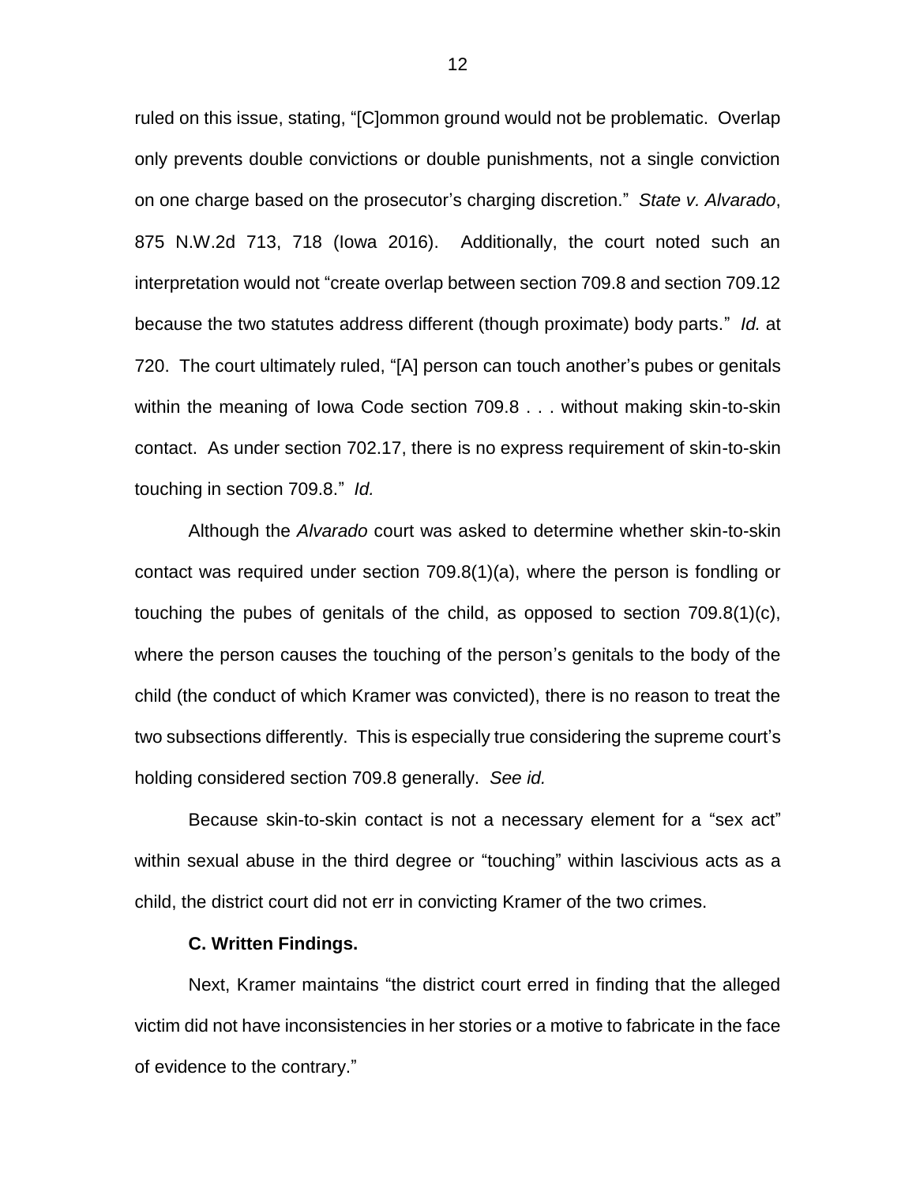ruled on this issue, stating, "[C]ommon ground would not be problematic. Overlap only prevents double convictions or double punishments, not a single conviction on one charge based on the prosecutor's charging discretion." *State v. Alvarado*, 875 N.W.2d 713, 718 (Iowa 2016). Additionally, the court noted such an interpretation would not "create overlap between section 709.8 and section 709.12 because the two statutes address different (though proximate) body parts." *Id.* at 720. The court ultimately ruled, "[A] person can touch another's pubes or genitals within the meaning of Iowa Code section 709.8 . . . without making skin-to-skin contact. As under section 702.17, there is no express requirement of skin-to-skin touching in section 709.8." *Id.*

Although the *Alvarado* court was asked to determine whether skin-to-skin contact was required under section 709.8(1)(a), where the person is fondling or touching the pubes of genitals of the child, as opposed to section 709.8(1)(c), where the person causes the touching of the person's genitals to the body of the child (the conduct of which Kramer was convicted), there is no reason to treat the two subsections differently. This is especially true considering the supreme court's holding considered section 709.8 generally. *See id.*

Because skin-to-skin contact is not a necessary element for a "sex act" within sexual abuse in the third degree or "touching" within lascivious acts as a child, the district court did not err in convicting Kramer of the two crimes.

**C. Written Findings.**

Next, Kramer maintains "the district court erred in finding that the alleged victim did not have inconsistencies in her stories or a motive to fabricate in the face of evidence to the contrary."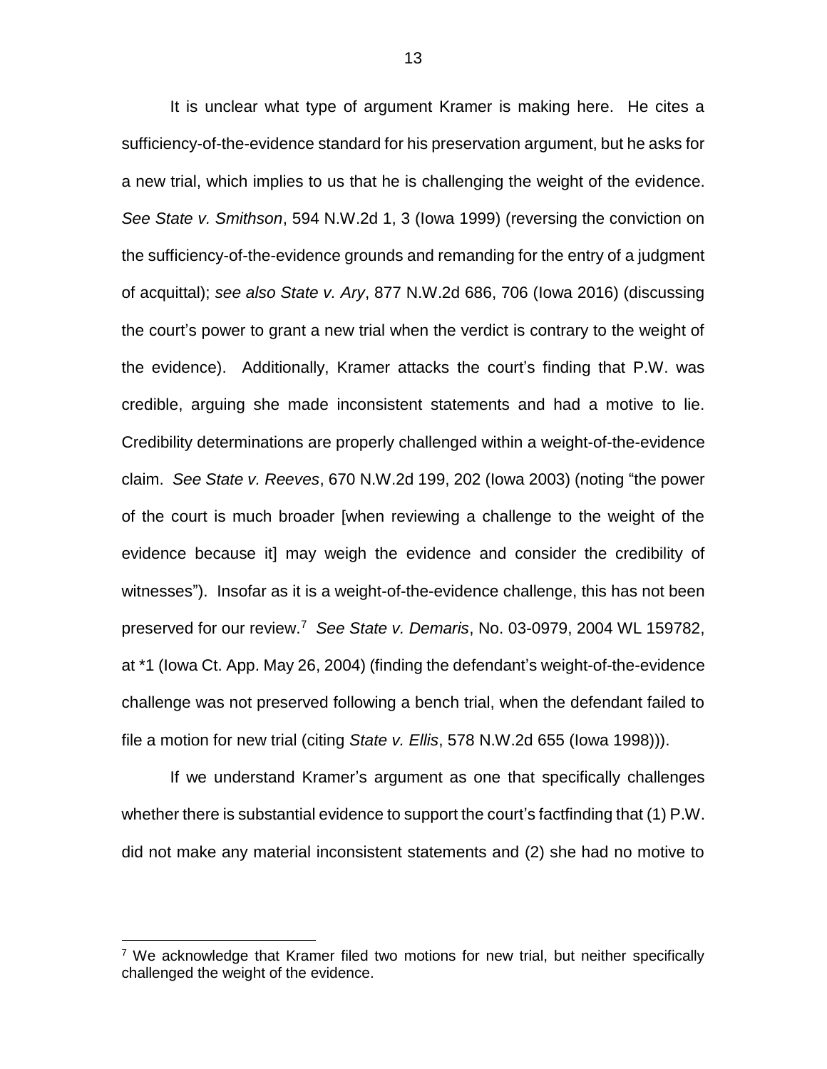It is unclear what type of argument Kramer is making here. He cites a sufficiency-of-the-evidence standard for his preservation argument, but he asks for a new trial, which implies to us that he is challenging the weight of the evidence. *See State v. Smithson*, 594 N.W.2d 1, 3 (Iowa 1999) (reversing the conviction on the sufficiency-of-the-evidence grounds and remanding for the entry of a judgment of acquittal); *see also State v. Ary*, 877 N.W.2d 686, 706 (Iowa 2016) (discussing the court's power to grant a new trial when the verdict is contrary to the weight of the evidence). Additionally, Kramer attacks the court's finding that P.W. was credible, arguing she made inconsistent statements and had a motive to lie. Credibility determinations are properly challenged within a weight-of-the-evidence claim. *See State v. Reeves*, 670 N.W.2d 199, 202 (Iowa 2003) (noting "the power of the court is much broader [when reviewing a challenge to the weight of the evidence because it] may weigh the evidence and consider the credibility of witnesses"). Insofar as it is a weight-of-the-evidence challenge, this has not been preserved for our review.[7] *See State v. Demaris*, No. 03-0979, 2004 WL 159782, at *1 (Iowa Ct. App. May 26, 2004) (finding the defendant's weight-of-the-evidence challenge was not preserved following a bench trial, when the defendant failed to file a motion for new trial (citing *State v. Ellis*, 578 N.W.2d 655 (Iowa 1998))).

If we understand Kramer's argument as one that specifically challenges whether there is substantial evidence to support the court's factfinding that (1) P.W. did not make any material inconsistent statements and (2) she had no motive to

[7] We acknowledge that Kramer filed two motions for new trial, but neither specifically challenged the weight of the evidence.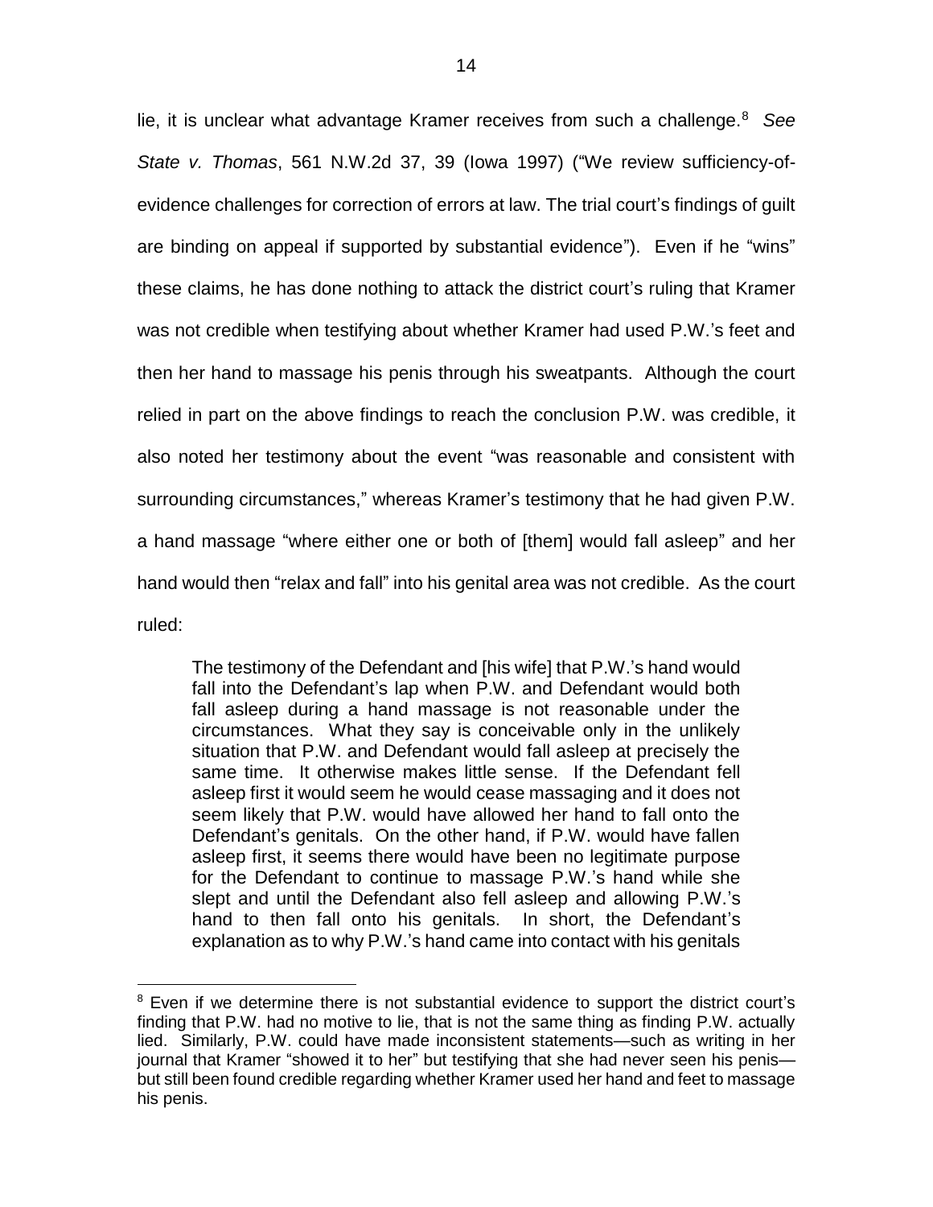lie, it is unclear what advantage Kramer receives from such a challenge.[8] *See State v. Thomas*, 561 N.W.2d 37, 39 (Iowa 1997) ("We review sufficiency-of-evidence challenges for correction of errors at law. The trial court's findings of guilt are binding on appeal if supported by substantial evidence"). Even if he "wins" these claims, he has done nothing to attack the district court's ruling that Kramer was not credible when testifying about whether Kramer had used P.W.'s feet and then her hand to massage his penis through his sweatpants. Although the court relied in part on the above findings to reach the conclusion P.W. was credible, it also noted her testimony about the event "was reasonable and consistent with surrounding circumstances," whereas Kramer's testimony that he had given P.W. a hand massage "where either one or both of [them] would fall asleep" and her hand would then "relax and fall" into his genital area was not credible. As the court ruled:

> The testimony of the Defendant and [his wife] that P.W.'s hand would fall into the Defendant's lap when P.W. and Defendant would both fall asleep during a hand massage is not reasonable under the circumstances. What they say is conceivable only in the unlikely situation that P.W. and Defendant would fall asleep at precisely the same time. It otherwise makes little sense. If the Defendant fell asleep first it would seem he would cease massaging and it does not seem likely that P.W. would have allowed her hand to fall onto the Defendant's genitals. On the other hand, if P.W. would have fallen asleep first, it seems there would have been no legitimate purpose for the Defendant to continue to massage P.W.'s hand while she slept and until the Defendant also fell asleep and allowing P.W.'s hand to then fall onto his genitals. In short, the Defendant's explanation as to why P.W.'s hand came into contact with his genitals

[8] Even if we determine there is not substantial evidence to support the district court's finding that P.W. had no motive to lie, that is not the same thing as finding P.W. actually lied. Similarly, P.W. could have made inconsistent statements—such as writing in her journal that Kramer "showed it to her" but testifying that she had never seen his penis—but still been found credible regarding whether Kramer used her hand and feet to massage his penis.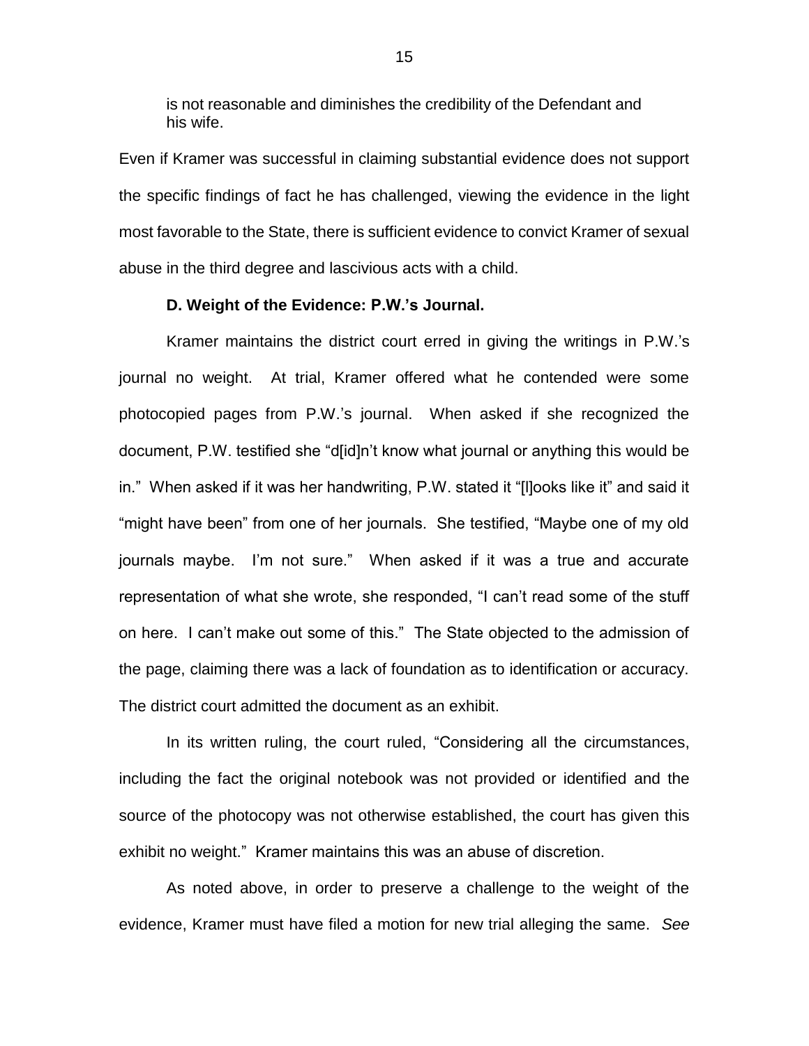> is not reasonable and diminishes the credibility of the Defendant and his wife.

Even if Kramer was successful in claiming substantial evidence does not support the specific findings of fact he has challenged, viewing the evidence in the light most favorable to the State, there is sufficient evidence to convict Kramer of sexual abuse in the third degree and lascivious acts with a child.

**D. Weight of the Evidence: P.W.'s Journal.**

Kramer maintains the district court erred in giving the writings in P.W.'s journal no weight. At trial, Kramer offered what he contended were some photocopied pages from P.W.'s journal. When asked if she recognized the document, P.W. testified she "d[id]n't know what journal or anything this would be in." When asked if it was her handwriting, P.W. stated it "[l]ooks like it" and said it "might have been" from one of her journals. She testified, "Maybe one of my old journals maybe. I'm not sure." When asked if it was a true and accurate representation of what she wrote, she responded, "I can't read some of the stuff on here. I can't make out some of this." The State objected to the admission of the page, claiming there was a lack of foundation as to identification or accuracy. The district court admitted the document as an exhibit.

In its written ruling, the court ruled, "Considering all the circumstances, including the fact the original notebook was not provided or identified and the source of the photocopy was not otherwise established, the court has given this exhibit no weight." Kramer maintains this was an abuse of discretion.

As noted above, in order to preserve a challenge to the weight of the evidence, Kramer must have filed a motion for new trial alleging the same. *See*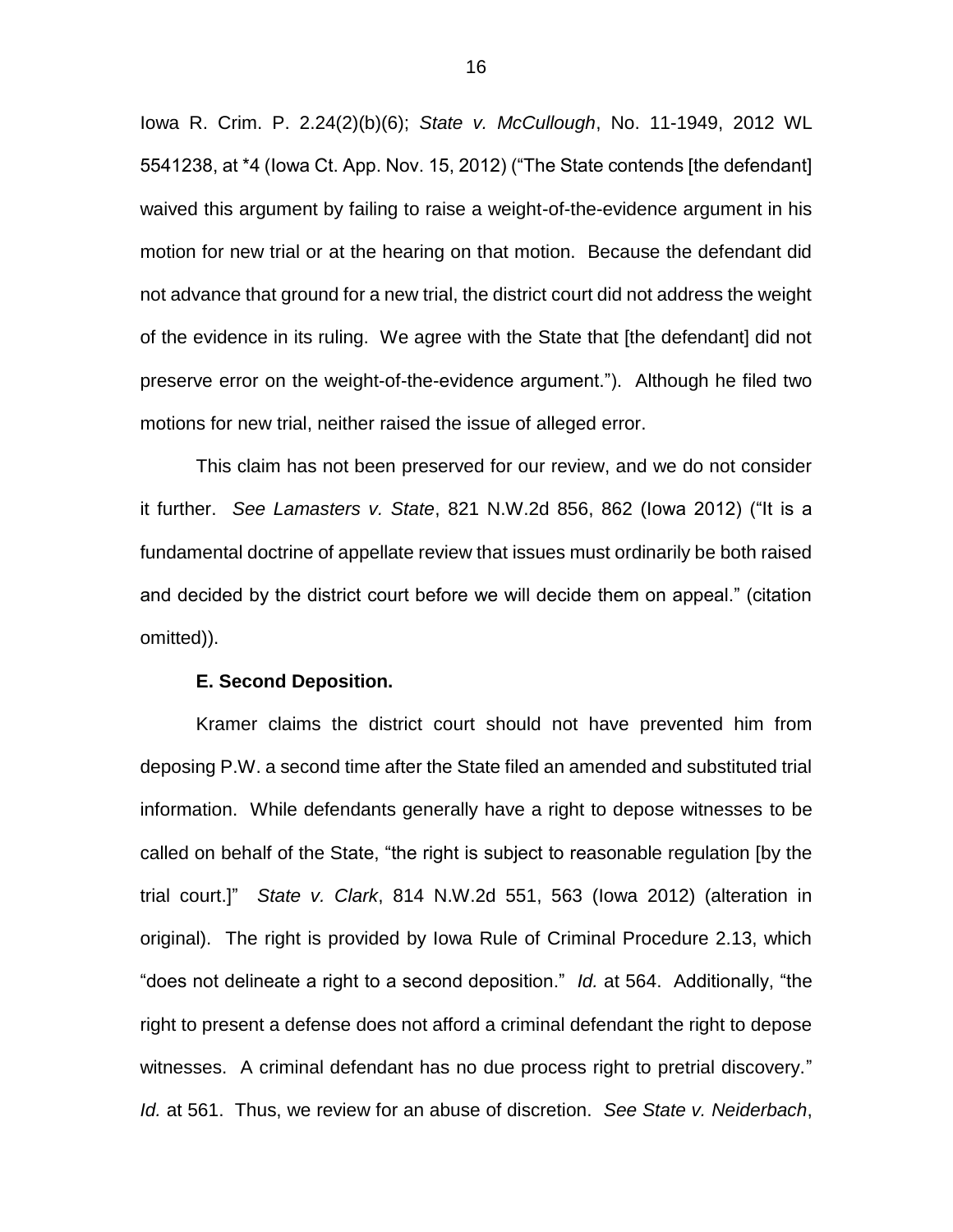Iowa R. Crim. P. 2.24(2)(b)(6); *State v. McCullough*, No. 11-1949, 2012 WL 5541238, at *4 (Iowa Ct. App. Nov. 15, 2012) ("The State contends [the defendant] waived this argument by failing to raise a weight-of-the-evidence argument in his motion for new trial or at the hearing on that motion. Because the defendant did not advance that ground for a new trial, the district court did not address the weight of the evidence in its ruling. We agree with the State that [the defendant] did not preserve error on the weight-of-the-evidence argument."). Although he filed two motions for new trial, neither raised the issue of alleged error.

This claim has not been preserved for our review, and we do not consider it further. *See Lamasters v. State*, 821 N.W.2d 856, 862 (Iowa 2012) ("It is a fundamental doctrine of appellate review that issues must ordinarily be both raised and decided by the district court before we will decide them on appeal." (citation omitted)).

**E. Second Deposition.**

Kramer claims the district court should not have prevented him from deposing P.W. a second time after the State filed an amended and substituted trial information. While defendants generally have a right to depose witnesses to be called on behalf of the State, "the right is subject to reasonable regulation [by the trial court.]" *State v. Clark*, 814 N.W.2d 551, 563 (Iowa 2012) (alteration in original). The right is provided by Iowa Rule of Criminal Procedure 2.13, which "does not delineate a right to a second deposition." *Id.* at 564. Additionally, "the right to present a defense does not afford a criminal defendant the right to depose witnesses. A criminal defendant has no due process right to pretrial discovery." *Id.* at 561. Thus, we review for an abuse of discretion. *See State v. Neiderbach*,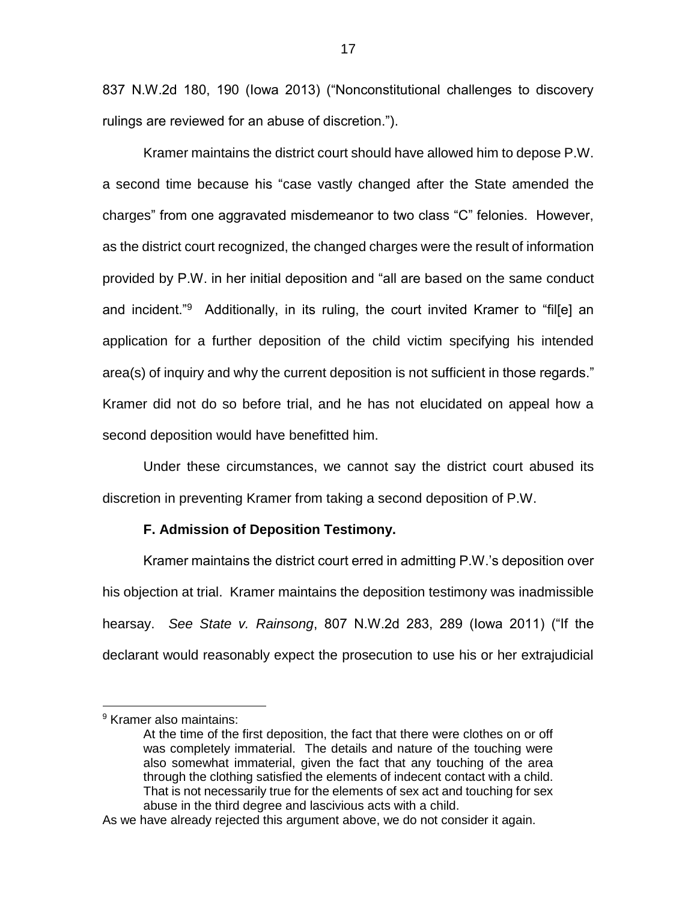837 N.W.2d 180, 190 (Iowa 2013) ("Nonconstitutional challenges to discovery rulings are reviewed for an abuse of discretion.").

Kramer maintains the district court should have allowed him to depose P.W. a second time because his "case vastly changed after the State amended the charges" from one aggravated misdemeanor to two class "C" felonies. However, as the district court recognized, the changed charges were the result of information provided by P.W. in her initial deposition and "all are based on the same conduct and incident."[9] Additionally, in its ruling, the court invited Kramer to "fil[e] an application for a further deposition of the child victim specifying his intended area(s) of inquiry and why the current deposition is not sufficient in those regards." Kramer did not do so before trial, and he has not elucidated on appeal how a second deposition would have benefitted him.

Under these circumstances, we cannot say the district court abused its discretion in preventing Kramer from taking a second deposition of P.W.

### F. Admission of Deposition Testimony.

Kramer maintains the district court erred in admitting P.W.'s deposition over his objection at trial. Kramer maintains the deposition testimony was inadmissible hearsay. *See State v. Rainsong*, 807 N.W.2d 283, 289 (Iowa 2011) ("If the declarant would reasonably expect the prosecution to use his or her extrajudicial

---

[9] Kramer also maintains:

> At the time of the first deposition, the fact that there were clothes on or off was completely immaterial. The details and nature of the touching were also somewhat immaterial, given the fact that any touching of the area through the clothing satisfied the elements of indecent contact with a child. That is not necessarily true for the elements of sex act and touching for sex abuse in the third degree and lascivious acts with a child.

As we have already rejected this argument above, we do not consider it again.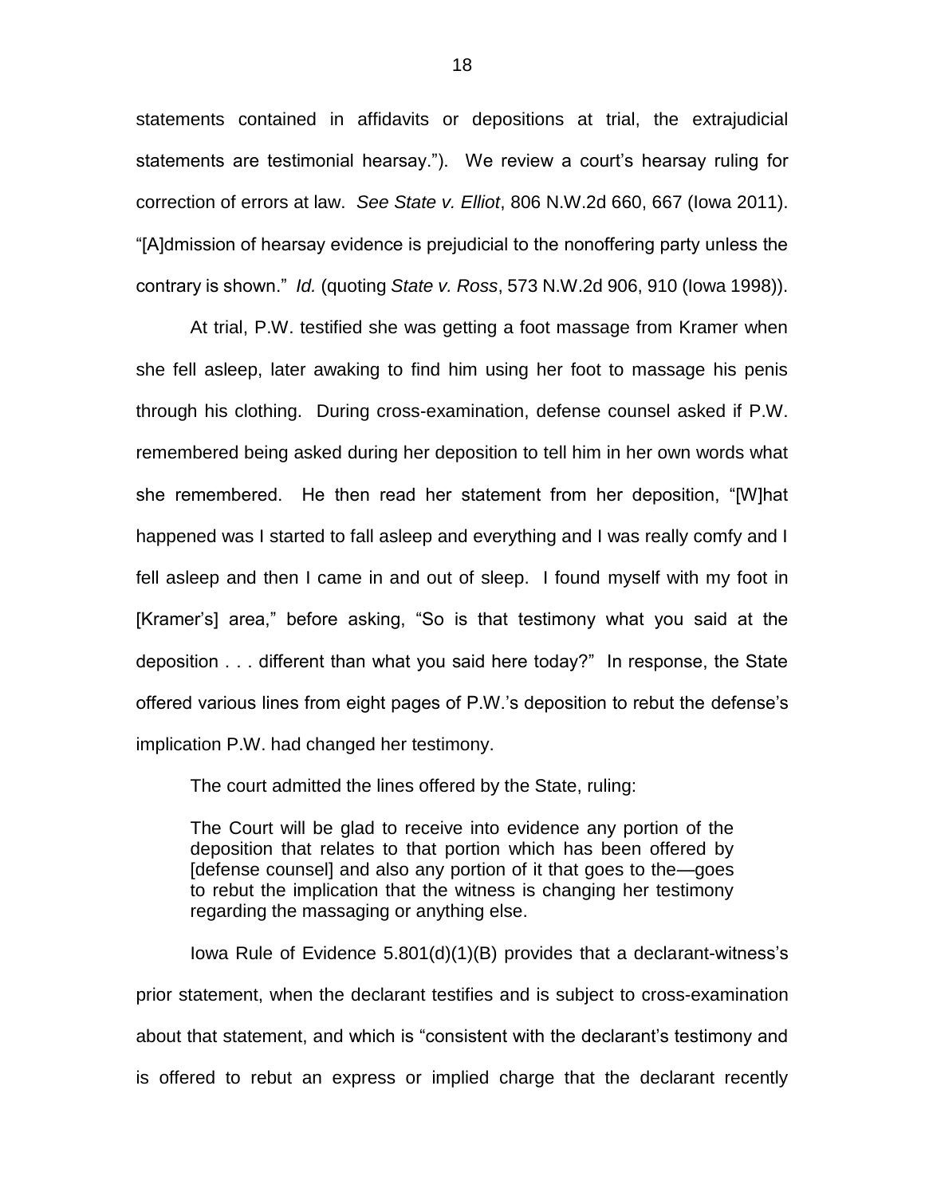statements contained in affidavits or depositions at trial, the extrajudicial statements are testimonial hearsay."). We review a court's hearsay ruling for correction of errors at law. *See State v. Elliot*, 806 N.W.2d 660, 667 (Iowa 2011). "[A]dmission of hearsay evidence is prejudicial to the nonoffering party unless the contrary is shown." *Id.* (quoting *State v. Ross*, 573 N.W.2d 906, 910 (Iowa 1998)).

At trial, P.W. testified she was getting a foot massage from Kramer when she fell asleep, later awaking to find him using her foot to massage his penis through his clothing. During cross-examination, defense counsel asked if P.W. remembered being asked during her deposition to tell him in her own words what she remembered. He then read her statement from her deposition, "[W]hat happened was I started to fall asleep and everything and I was really comfy and I fell asleep and then I came in and out of sleep. I found myself with my foot in [Kramer's] area," before asking, "So is that testimony what you said at the deposition . . . different than what you said here today?" In response, the State offered various lines from eight pages of P.W.'s deposition to rebut the defense's implication P.W. had changed her testimony.

The court admitted the lines offered by the State, ruling:

> The Court will be glad to receive into evidence any portion of the deposition that relates to that portion which has been offered by [defense counsel] and also any portion of it that goes to the—goes to rebut the implication that the witness is changing her testimony regarding the massaging or anything else.

Iowa Rule of Evidence 5.801(d)(1)(B) provides that a declarant-witness's prior statement, when the declarant testifies and is subject to cross-examination about that statement, and which is "consistent with the declarant's testimony and is offered to rebut an express or implied charge that the declarant recently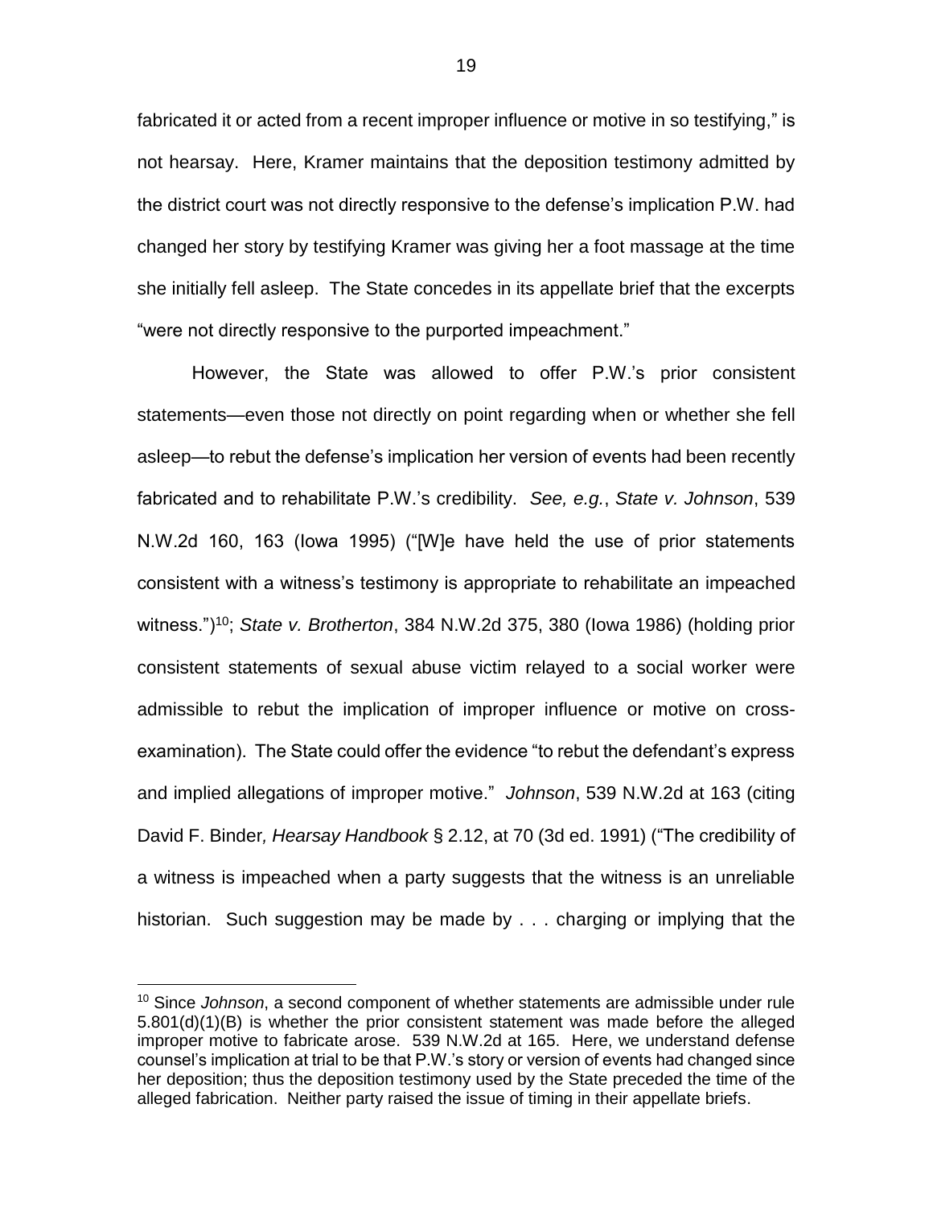fabricated it or acted from a recent improper influence or motive in so testifying," is not hearsay. Here, Kramer maintains that the deposition testimony admitted by the district court was not directly responsive to the defense's implication P.W. had changed her story by testifying Kramer was giving her a foot massage at the time she initially fell asleep. The State concedes in its appellate brief that the excerpts "were not directly responsive to the purported impeachment."

However, the State was allowed to offer P.W.'s prior consistent statements—even those not directly on point regarding when or whether she fell asleep—to rebut the defense's implication her version of events had been recently fabricated and to rehabilitate P.W.'s credibility. *See, e.g.*, *State v. Johnson*, 539 N.W.2d 160, 163 (Iowa 1995) ("[W]e have held the use of prior statements consistent with a witness's testimony is appropriate to rehabilitate an impeached witness.")[10]; *State v. Brotherton*, 384 N.W.2d 375, 380 (Iowa 1986) (holding prior consistent statements of sexual abuse victim relayed to a social worker were admissible to rebut the implication of improper influence or motive on cross-examination). The State could offer the evidence "to rebut the defendant's express and implied allegations of improper motive." *Johnson*, 539 N.W.2d at 163 (citing David F. Binder*, Hearsay Handbook* § 2.12, at 70 (3d ed. 1991) ("The credibility of a witness is impeached when a party suggests that the witness is an unreliable historian. Such suggestion may be made by . . . charging or implying that the

---

[10] Since *Johnson*, a second component of whether statements are admissible under rule 5.801(d)(1)(B) is whether the prior consistent statement was made before the alleged improper motive to fabricate arose. 539 N.W.2d at 165. Here, we understand defense counsel's implication at trial to be that P.W.'s story or version of events had changed since her deposition; thus the deposition testimony used by the State preceded the time of the alleged fabrication. Neither party raised the issue of timing in their appellate briefs.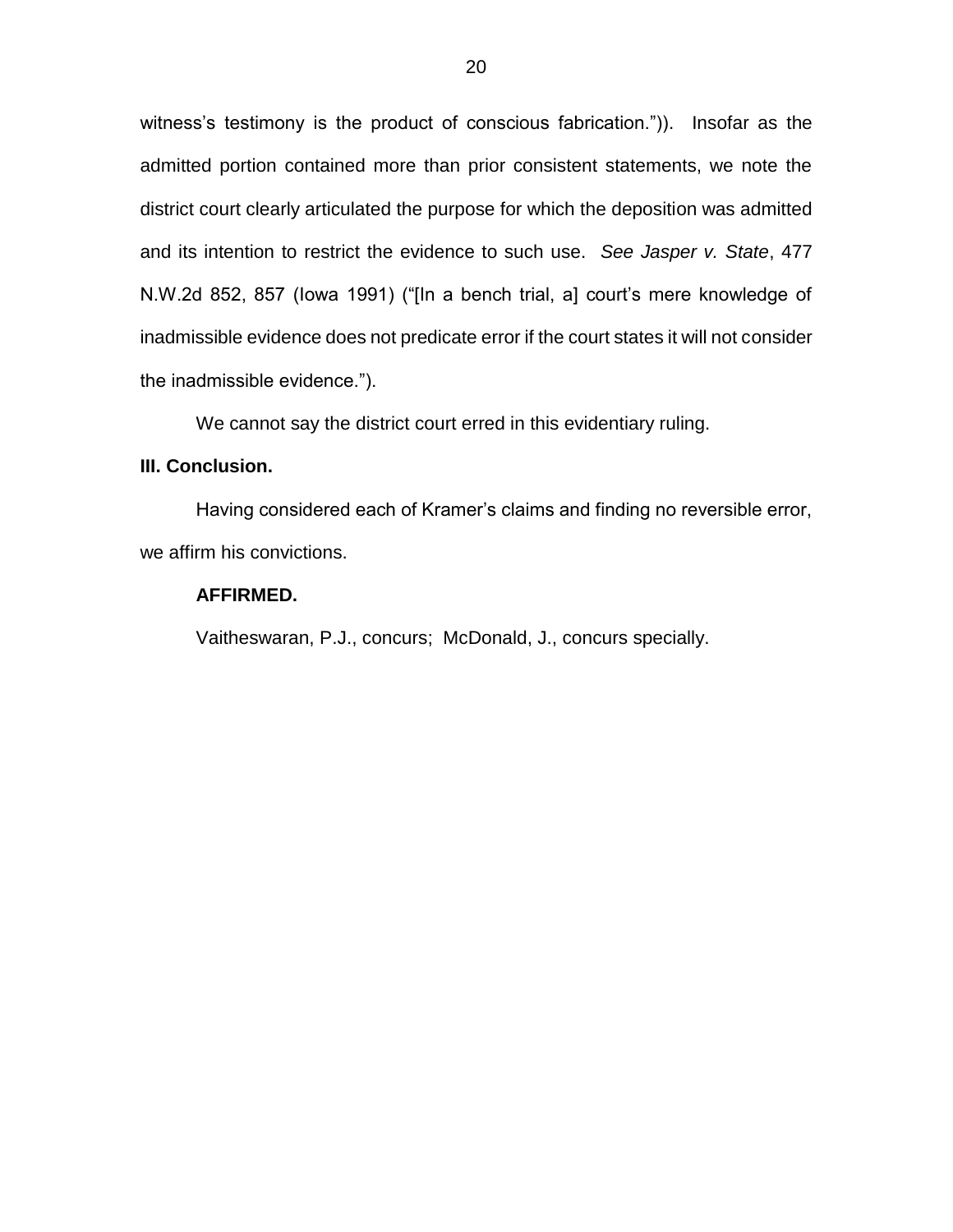witness's testimony is the product of conscious fabrication.")). Insofar as the admitted portion contained more than prior consistent statements, we note the district court clearly articulated the purpose for which the deposition was admitted and its intention to restrict the evidence to such use. *See Jasper v. State*, 477 N.W.2d 852, 857 (Iowa 1991) ("[In a bench trial, a] court's mere knowledge of inadmissible evidence does not predicate error if the court states it will not consider the inadmissible evidence.").

We cannot say the district court erred in this evidentiary ruling.

**III. Conclusion.**

Having considered each of Kramer's claims and finding no reversible error, we affirm his convictions.

**AFFIRMED.**

Vaitheswaran, P.J., concurs; McDonald, J., concurs specially.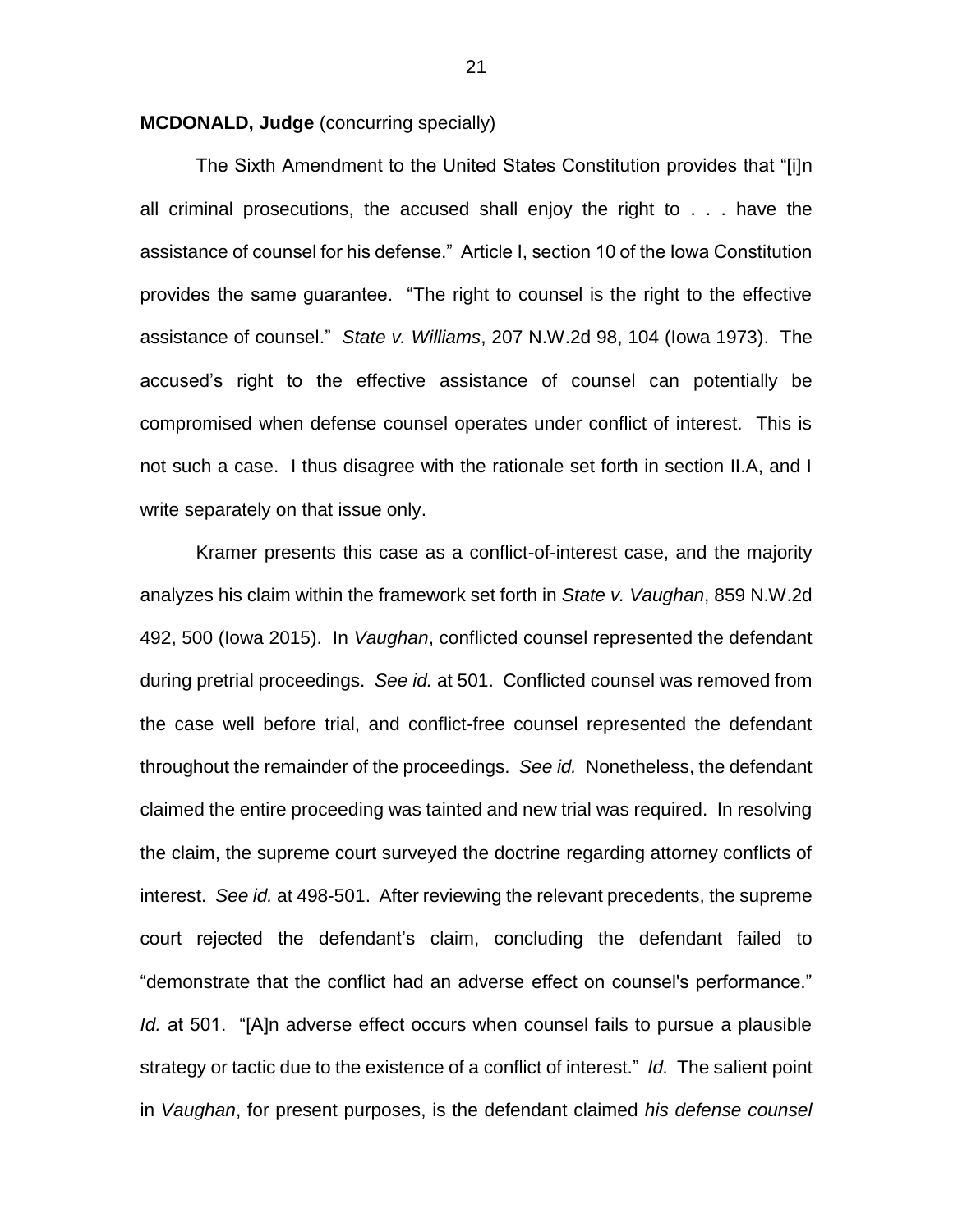**MCDONALD, Judge** (concurring specially)

The Sixth Amendment to the United States Constitution provides that "[i]n all criminal prosecutions, the accused shall enjoy the right to . . . have the assistance of counsel for his defense." Article I, section 10 of the Iowa Constitution provides the same guarantee. "The right to counsel is the right to the effective assistance of counsel." *State v. Williams*, 207 N.W.2d 98, 104 (Iowa 1973). The accused's right to the effective assistance of counsel can potentially be compromised when defense counsel operates under conflict of interest. This is not such a case. I thus disagree with the rationale set forth in section II.A, and I write separately on that issue only.

Kramer presents this case as a conflict-of-interest case, and the majority analyzes his claim within the framework set forth in *State v. Vaughan*, 859 N.W.2d 492, 500 (Iowa 2015). In *Vaughan*, conflicted counsel represented the defendant during pretrial proceedings. *See id.* at 501. Conflicted counsel was removed from the case well before trial, and conflict-free counsel represented the defendant throughout the remainder of the proceedings. *See id.* Nonetheless, the defendant claimed the entire proceeding was tainted and new trial was required. In resolving the claim, the supreme court surveyed the doctrine regarding attorney conflicts of interest. *See id.* at 498-501. After reviewing the relevant precedents, the supreme court rejected the defendant's claim, concluding the defendant failed to "demonstrate that the conflict had an adverse effect on counsel's performance." *Id.* at 501. "[A]n adverse effect occurs when counsel fails to pursue a plausible strategy or tactic due to the existence of a conflict of interest." *Id.* The salient point in *Vaughan*, for present purposes, is the defendant claimed *his defense counsel*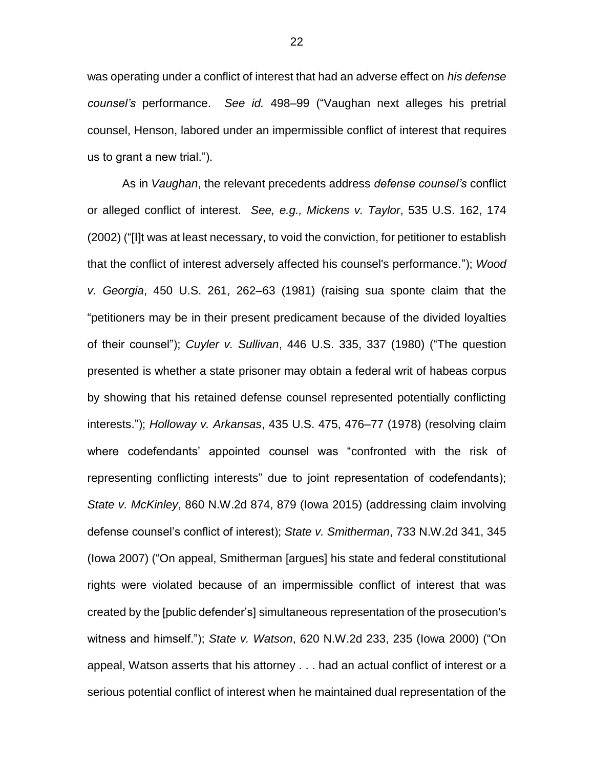was operating under a conflict of interest that had an adverse effect on *his defense counsel's* performance. *See id.* 498–99 ("Vaughan next alleges his pretrial counsel, Henson, labored under an impermissible conflict of interest that requires us to grant a new trial.").

As in *Vaughan*, the relevant precedents address *defense counsel's* conflict or alleged conflict of interest. *See, e.g., Mickens v. Taylor*, 535 U.S. 162, 174 (2002) ("[I]t was at least necessary, to void the conviction, for petitioner to establish that the conflict of interest adversely affected his counsel's performance."); *Wood v. Georgia*, 450 U.S. 261, 262–63 (1981) (raising sua sponte claim that the "petitioners may be in their present predicament because of the divided loyalties of their counsel"); *Cuyler v. Sullivan*, 446 U.S. 335, 337 (1980) ("The question presented is whether a state prisoner may obtain a federal writ of habeas corpus by showing that his retained defense counsel represented potentially conflicting interests."); *Holloway v. Arkansas*, 435 U.S. 475, 476–77 (1978) (resolving claim where codefendants' appointed counsel was "confronted with the risk of representing conflicting interests" due to joint representation of codefendants); *State v. McKinley*, 860 N.W.2d 874, 879 (Iowa 2015) (addressing claim involving defense counsel's conflict of interest); *State v. Smitherman*, 733 N.W.2d 341, 345 (Iowa 2007) ("On appeal, Smitherman [argues] his state and federal constitutional rights were violated because of an impermissible conflict of interest that was created by the [public defender's] simultaneous representation of the prosecution's witness and himself."); *State v. Watson*, 620 N.W.2d 233, 235 (Iowa 2000) ("On appeal, Watson asserts that his attorney . . . had an actual conflict of interest or a serious potential conflict of interest when he maintained dual representation of the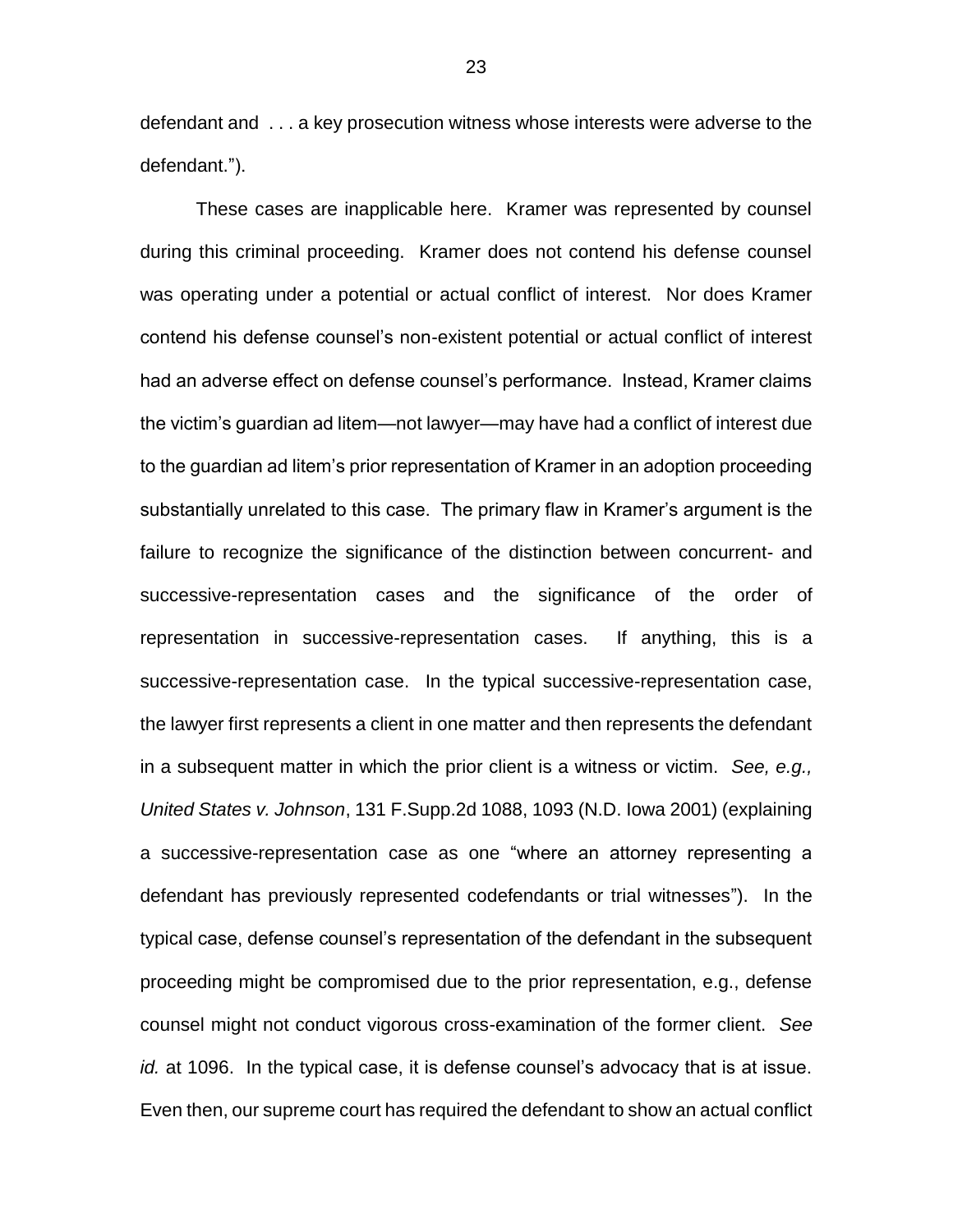defendant and . . . a key prosecution witness whose interests were adverse to the defendant.").

These cases are inapplicable here. Kramer was represented by counsel during this criminal proceeding. Kramer does not contend his defense counsel was operating under a potential or actual conflict of interest. Nor does Kramer contend his defense counsel's non-existent potential or actual conflict of interest had an adverse effect on defense counsel's performance. Instead, Kramer claims the victim's guardian ad litem—not lawyer—may have had a conflict of interest due to the guardian ad litem's prior representation of Kramer in an adoption proceeding substantially unrelated to this case. The primary flaw in Kramer's argument is the failure to recognize the significance of the distinction between concurrent- and successive-representation cases and the significance of the order of representation in successive-representation cases. If anything, this is a successive-representation case. In the typical successive-representation case, the lawyer first represents a client in one matter and then represents the defendant in a subsequent matter in which the prior client is a witness or victim. *See, e.g., United States v. Johnson*, 131 F.Supp.2d 1088, 1093 (N.D. Iowa 2001) (explaining a successive-representation case as one "where an attorney representing a defendant has previously represented codefendants or trial witnesses"). In the typical case, defense counsel's representation of the defendant in the subsequent proceeding might be compromised due to the prior representation, e.g., defense counsel might not conduct vigorous cross-examination of the former client. *See id.* at 1096. In the typical case, it is defense counsel's advocacy that is at issue. Even then, our supreme court has required the defendant to show an actual conflict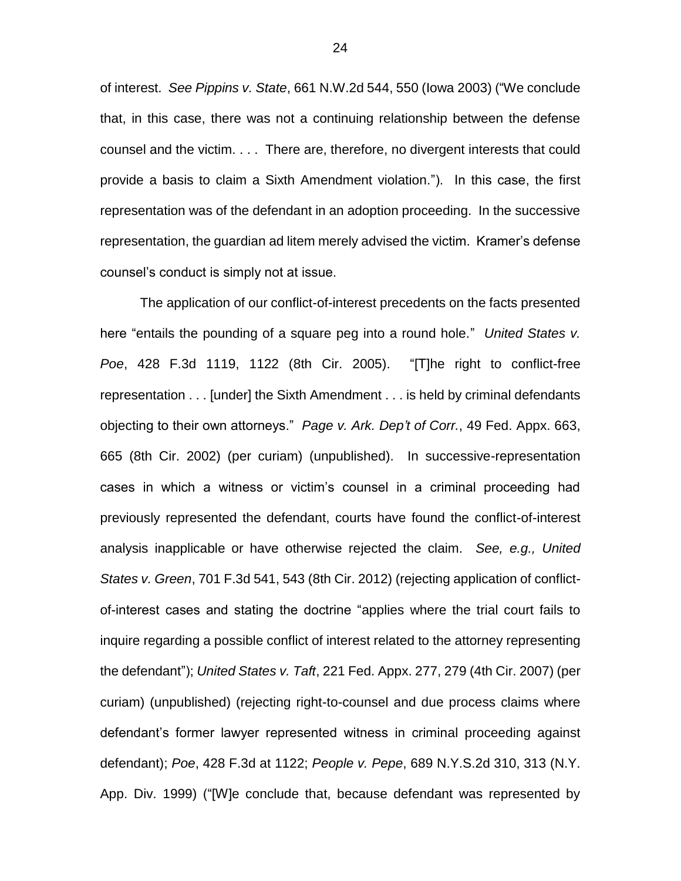of interest. *See Pippins v. State*, 661 N.W.2d 544, 550 (Iowa 2003) ("We conclude that, in this case, there was not a continuing relationship between the defense counsel and the victim. . . . There are, therefore, no divergent interests that could provide a basis to claim a Sixth Amendment violation."). In this case, the first representation was of the defendant in an adoption proceeding. In the successive representation, the guardian ad litem merely advised the victim. Kramer's defense counsel's conduct is simply not at issue.

The application of our conflict-of-interest precedents on the facts presented here "entails the pounding of a square peg into a round hole." *United States v. Poe*, 428 F.3d 1119, 1122 (8th Cir. 2005). "[T]he right to conflict-free representation . . . [under] the Sixth Amendment . . . is held by criminal defendants objecting to their own attorneys." *Page v. Ark. Dep't of Corr.*, 49 Fed. Appx. 663, 665 (8th Cir. 2002) (per curiam) (unpublished). In successive-representation cases in which a witness or victim's counsel in a criminal proceeding had previously represented the defendant, courts have found the conflict-of-interest analysis inapplicable or have otherwise rejected the claim. *See, e.g., United States v. Green*, 701 F.3d 541, 543 (8th Cir. 2012) (rejecting application of conflict-of-interest cases and stating the doctrine "applies where the trial court fails to inquire regarding a possible conflict of interest related to the attorney representing the defendant"); *United States v. Taft*, 221 Fed. Appx. 277, 279 (4th Cir. 2007) (per curiam) (unpublished) (rejecting right-to-counsel and due process claims where defendant's former lawyer represented witness in criminal proceeding against defendant); *Poe*, 428 F.3d at 1122; *People v. Pepe*, 689 N.Y.S.2d 310, 313 (N.Y. App. Div. 1999) ("[W]e conclude that, because defendant was represented by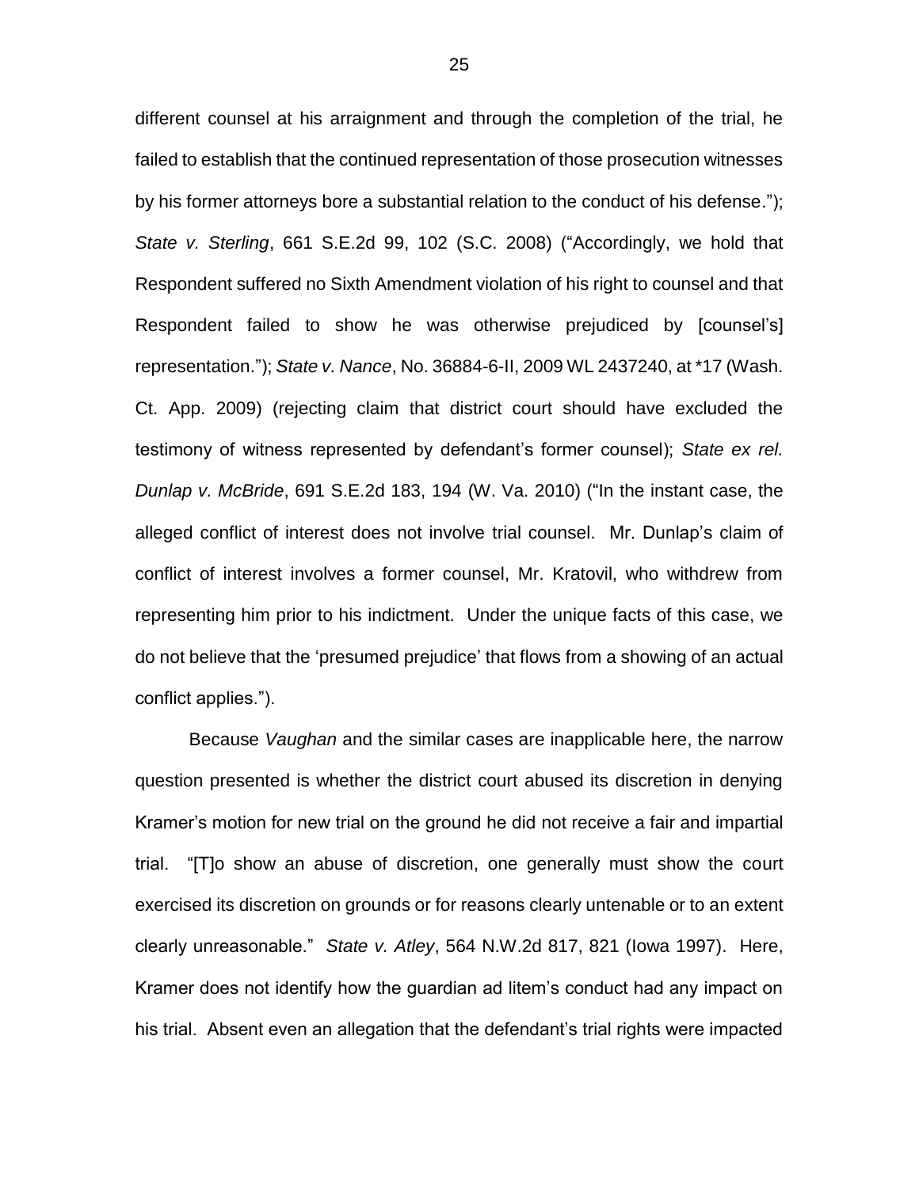different counsel at his arraignment and through the completion of the trial, he failed to establish that the continued representation of those prosecution witnesses by his former attorneys bore a substantial relation to the conduct of his defense."); *State v. Sterling*, 661 S.E.2d 99, 102 (S.C. 2008) ("Accordingly, we hold that Respondent suffered no Sixth Amendment violation of his right to counsel and that Respondent failed to show he was otherwise prejudiced by [counsel's] representation."); *State v. Nance*, No. 36884-6-II, 2009 WL 2437240, at *17 (Wash. Ct. App. 2009) (rejecting claim that district court should have excluded the testimony of witness represented by defendant's former counsel); *State ex rel. Dunlap v. McBride*, 691 S.E.2d 183, 194 (W. Va. 2010) ("In the instant case, the alleged conflict of interest does not involve trial counsel. Mr. Dunlap's claim of conflict of interest involves a former counsel, Mr. Kratovil, who withdrew from representing him prior to his indictment. Under the unique facts of this case, we do not believe that the 'presumed prejudice' that flows from a showing of an actual conflict applies.").

Because *Vaughan* and the similar cases are inapplicable here, the narrow question presented is whether the district court abused its discretion in denying Kramer's motion for new trial on the ground he did not receive a fair and impartial trial. "[T]o show an abuse of discretion, one generally must show the court exercised its discretion on grounds or for reasons clearly untenable or to an extent clearly unreasonable." *State v. Atley*, 564 N.W.2d 817, 821 (Iowa 1997). Here, Kramer does not identify how the guardian ad litem's conduct had any impact on his trial. Absent even an allegation that the defendant's trial rights were impacted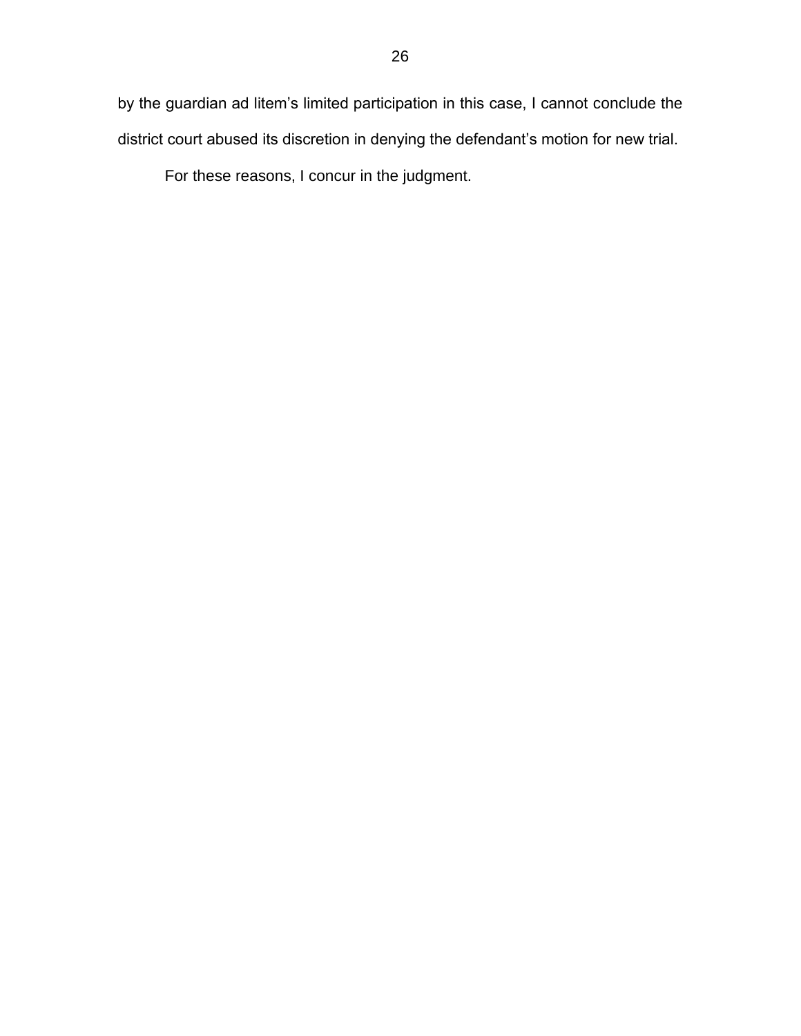by the guardian ad litem's limited participation in this case, I cannot conclude the district court abused its discretion in denying the defendant's motion for new trial.

For these reasons, I concur in the judgment.